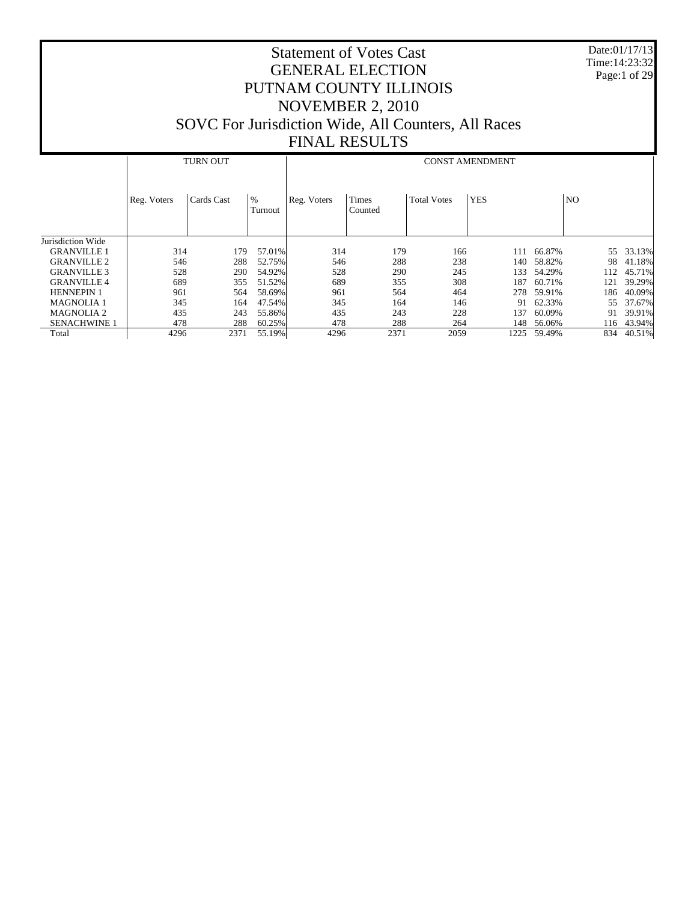# Statement of Votes Cast
# GENERAL ELECTION
# PUTNAM COUNTY ILLINOIS
# NOVEMBER 2, 2010
# SOVC For Jurisdiction Wide, All Counters, All Races
# FINAL RESULTS

Date:01/17/13
Time:14:23:32

| | TURN OUT | | | CONST AMENDMENT | | | | | | |
|---|---|---|---|---|---|---|---|---|---|---|
| | Reg. Voters | Cards Cast | % Turnout | Reg. Voters | Times Counted | Total Votes | YES | | NO | |
| Jurisdiction Wide | | | | | | | | | | |
| GRANVILLE 1 | 314 | 179 | 57.01% | 314 | 179 | 166 | 111 | 66.87% | 55 | 33.13% |
| GRANVILLE 2 | 546 | 288 | 52.75% | 546 | 288 | 238 | 140 | 58.82% | 98 | 41.18% |
| GRANVILLE 3 | 528 | 290 | 54.92% | 528 | 290 | 245 | 133 | 54.29% | 112 | 45.71% |
| GRANVILLE 4 | 689 | 355 | 51.52% | 689 | 355 | 308 | 187 | 60.71% | 121 | 39.29% |
| HENNEPIN 1 | 961 | 564 | 58.69% | 961 | 564 | 464 | 278 | 59.91% | 186 | 40.09% |
| MAGNOLIA 1 | 345 | 164 | 47.54% | 345 | 164 | 146 | 91 | 62.33% | 55 | 37.67% |
| MAGNOLIA 2 | 435 | 243 | 55.86% | 435 | 243 | 228 | 137 | 60.09% | 91 | 39.91% |
| SENACHWINE 1 | 478 | 288 | 60.25% | 478 | 288 | 264 | 148 | 56.06% | 116 | 43.94% |
| Total | 4296 | 2371 | 55.19% | 4296 | 2371 | 2059 | 1225 | 59.49% | 834 | 40.51% |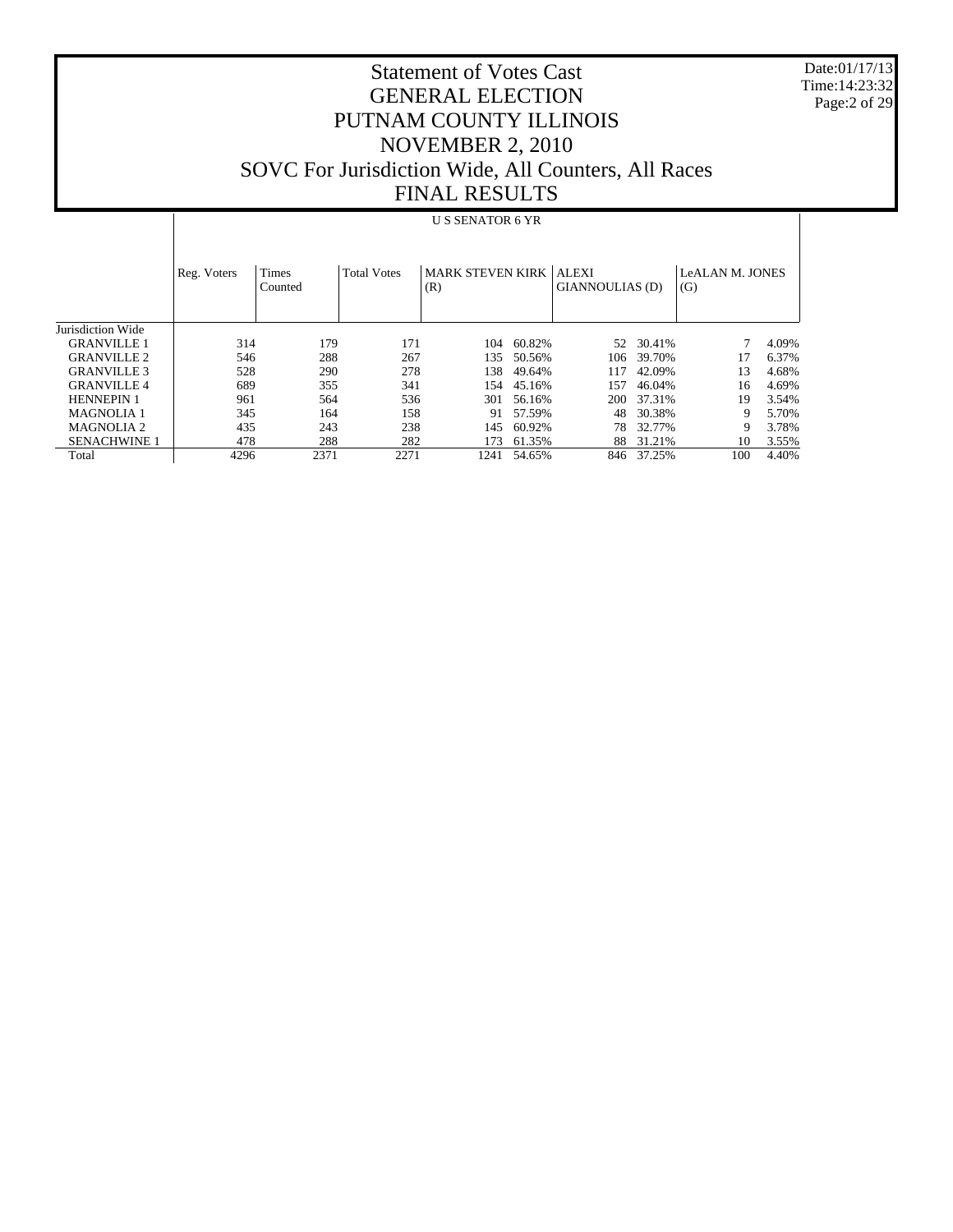# Statement of Votes Cast
# GENERAL ELECTION
# PUTNAM COUNTY ILLINOIS
# NOVEMBER 2, 2010
# SOVC For Jurisdiction Wide, All Counters, All Races
# FINAL RESULTS

Date:01/17/13
Time:14:23:32

| | U S SENATOR 6 YR | | | | | | | | |
|---|---|---|---|---|---|---|---|---|---|
| | Reg. Voters | Times Counted | Total Votes | MARK STEVEN KIRK (R) | | ALEXI GIANNOULIAS (D) | | LeALAN M. JONES (G) | |
| Jurisdiction Wide | | | | | | | | | |
| GRANVILLE 1 | 314 | 179 | 171 | 104 | 60.82% | 52 | 30.41% | 7 | 4.09% |
| GRANVILLE 2 | 546 | 288 | 267 | 135 | 50.56% | 106 | 39.70% | 17 | 6.37% |
| GRANVILLE 3 | 528 | 290 | 278 | 138 | 49.64% | 117 | 42.09% | 13 | 4.68% |
| GRANVILLE 4 | 689 | 355 | 341 | 154 | 45.16% | 157 | 46.04% | 16 | 4.69% |
| HENNEPIN 1 | 961 | 564 | 536 | 301 | 56.16% | 200 | 37.31% | 19 | 3.54% |
| MAGNOLIA 1 | 345 | 164 | 158 | 91 | 57.59% | 48 | 30.38% | 9 | 5.70% |
| MAGNOLIA 2 | 435 | 243 | 238 | 145 | 60.92% | 78 | 32.77% | 9 | 3.78% |
| SENACHWINE 1 | 478 | 288 | 282 | 173 | 61.35% | 88 | 31.21% | 10 | 3.55% |
| Total | 4296 | 2371 | 2271 | 1241 | 54.65% | 846 | 37.25% | 100 | 4.40% |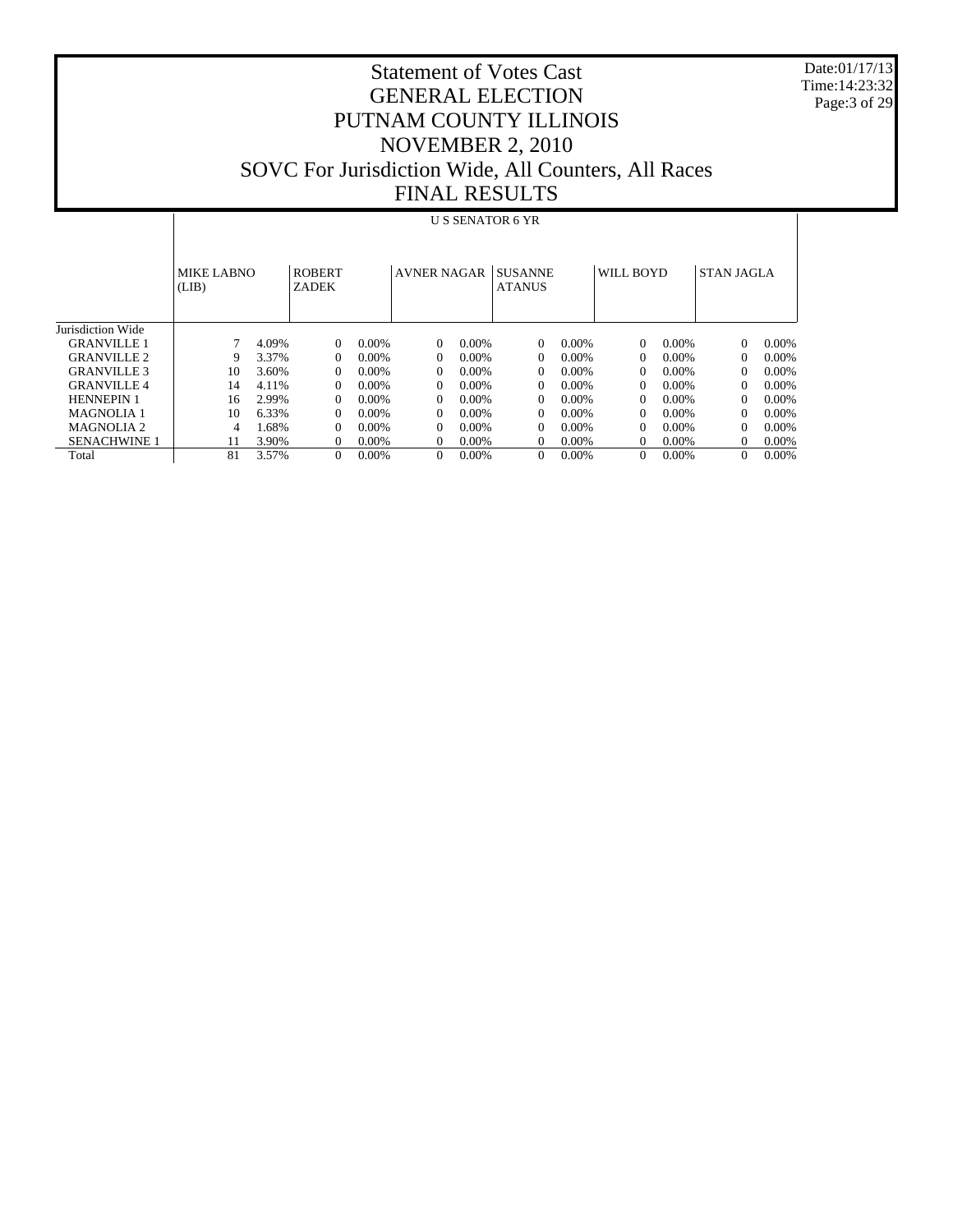# Statement of Votes Cast
## GENERAL ELECTION
## PUTNAM COUNTY ILLINOIS
## NOVEMBER 2, 2010
## SOVC For Jurisdiction Wide, All Counters, All Races
## FINAL RESULTS

| | U S SENATOR 6 YR | | | | | | | | | | | |
|---|---|---|---|---|---|---|---|---|---|---|---|---|
| | MIKE LABNO (LIB) | | ROBERT ZADEK | | AVNER NAGAR | | SUSANNE ATANUS | | WILL BOYD | | STAN JAGLA | |
| Jurisdiction Wide | | | | | | | | | | | | |
| GRANVILLE 1 | 7 | 4.09% | 0 | 0.00% | 0 | 0.00% | 0 | 0.00% | 0 | 0.00% | 0 | 0.00% |
| GRANVILLE 2 | 9 | 3.37% | 0 | 0.00% | 0 | 0.00% | 0 | 0.00% | 0 | 0.00% | 0 | 0.00% |
| GRANVILLE 3 | 10 | 3.60% | 0 | 0.00% | 0 | 0.00% | 0 | 0.00% | 0 | 0.00% | 0 | 0.00% |
| GRANVILLE 4 | 14 | 4.11% | 0 | 0.00% | 0 | 0.00% | 0 | 0.00% | 0 | 0.00% | 0 | 0.00% |
| HENNEPIN 1 | 16 | 2.99% | 0 | 0.00% | 0 | 0.00% | 0 | 0.00% | 0 | 0.00% | 0 | 0.00% |
| MAGNOLIA 1 | 10 | 6.33% | 0 | 0.00% | 0 | 0.00% | 0 | 0.00% | 0 | 0.00% | 0 | 0.00% |
| MAGNOLIA 2 | 4 | 1.68% | 0 | 0.00% | 0 | 0.00% | 0 | 0.00% | 0 | 0.00% | 0 | 0.00% |
| SENACHWINE 1 | 11 | 3.90% | 0 | 0.00% | 0 | 0.00% | 0 | 0.00% | 0 | 0.00% | 0 | 0.00% |
| Total | 81 | 3.57% | 0 | 0.00% | 0 | 0.00% | 0 | 0.00% | 0 | 0.00% | 0 | 0.00% |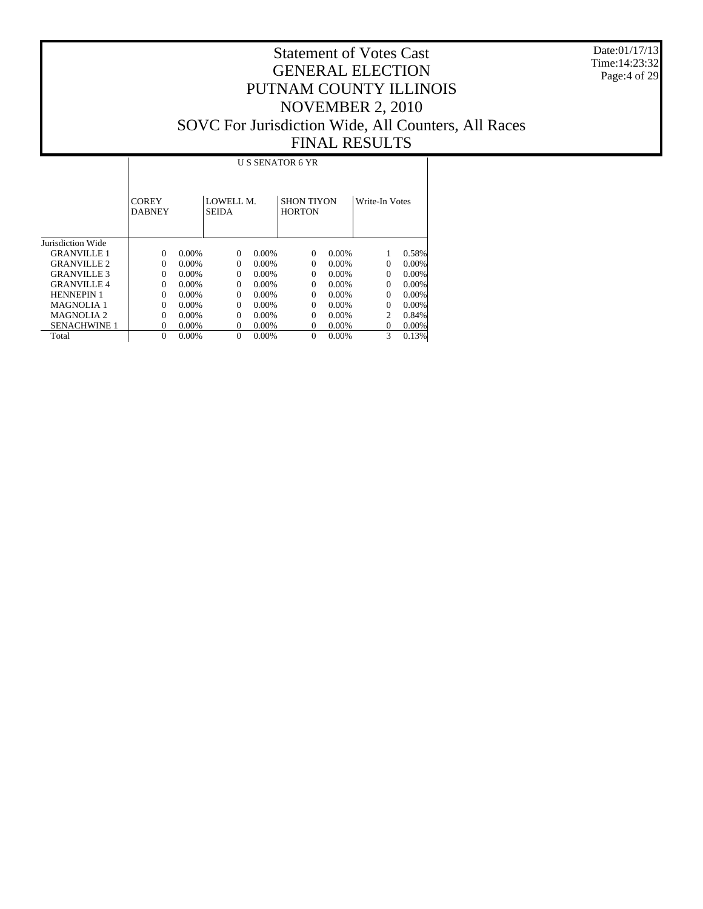# Statement of Votes Cast
# GENERAL ELECTION
# PUTNAM COUNTY ILLINOIS
# NOVEMBER 2, 2010
# SOVC For Jurisdiction Wide, All Counters, All Races
# FINAL RESULTS

Date:01/17/13
Time:14:23:32

| | U S SENATOR 6 YR | | | | | | | |
|---|---|---|---|---|---|---|---|---|
| | COREY DABNEY | | LOWELL M. SEIDA | | SHON TIYON HORTON | | Write-In Votes | |
| Jurisdiction Wide | | | | | | | | |
| GRANVILLE 1 | 0 | 0.00% | 0 | 0.00% | 0 | 0.00% | 1 | 0.58% |
| GRANVILLE 2 | 0 | 0.00% | 0 | 0.00% | 0 | 0.00% | 0 | 0.00% |
| GRANVILLE 3 | 0 | 0.00% | 0 | 0.00% | 0 | 0.00% | 0 | 0.00% |
| GRANVILLE 4 | 0 | 0.00% | 0 | 0.00% | 0 | 0.00% | 0 | 0.00% |
| HENNEPIN 1 | 0 | 0.00% | 0 | 0.00% | 0 | 0.00% | 0 | 0.00% |
| MAGNOLIA 1 | 0 | 0.00% | 0 | 0.00% | 0 | 0.00% | 0 | 0.00% |
| MAGNOLIA 2 | 0 | 0.00% | 0 | 0.00% | 0 | 0.00% | 2 | 0.84% |
| SENACHWINE 1 | 0 | 0.00% | 0 | 0.00% | 0 | 0.00% | 0 | 0.00% |
| Total | 0 | 0.00% | 0 | 0.00% | 0 | 0.00% | 3 | 0.13% |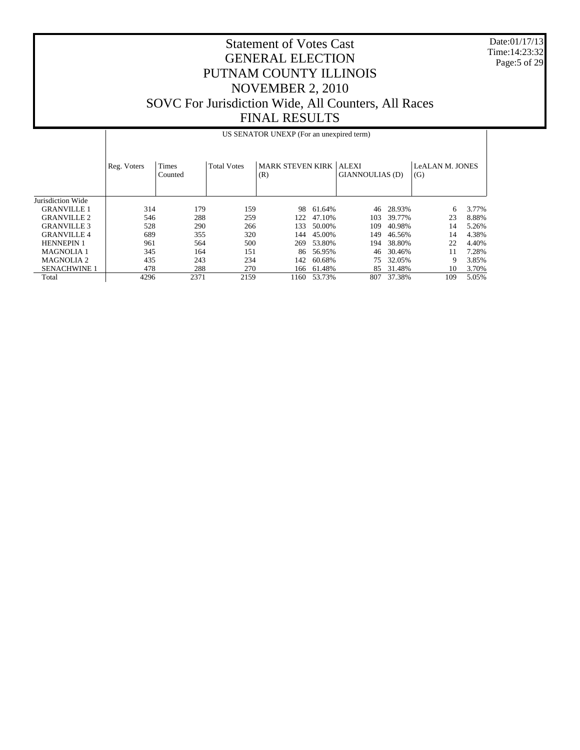# Statement of Votes Cast
# GENERAL ELECTION
# PUTNAM COUNTY ILLINOIS
# NOVEMBER 2, 2010
# SOVC For Jurisdiction Wide, All Counters, All Races
# FINAL RESULTS

Date:01/17/13
Time:14:23:32

US SENATOR UNEXP (For an unexpired term)

| | Reg. Voters | Times Counted | Total Votes | MARK STEVEN KIRK (R) | | ALEXI GIANNOULIAS (D) | | LeALAN M. JONES (G) | |
|---|---|---|---|---|---|---|---|---|---|
| Jurisdiction Wide | | | | | | | | | |
| GRANVILLE 1 | 314 | 179 | 159 | 98 | 61.64% | 46 | 28.93% | 6 | 3.77% |
| GRANVILLE 2 | 546 | 288 | 259 | 122 | 47.10% | 103 | 39.77% | 23 | 8.88% |
| GRANVILLE 3 | 528 | 290 | 266 | 133 | 50.00% | 109 | 40.98% | 14 | 5.26% |
| GRANVILLE 4 | 689 | 355 | 320 | 144 | 45.00% | 149 | 46.56% | 14 | 4.38% |
| HENNEPIN 1 | 961 | 564 | 500 | 269 | 53.80% | 194 | 38.80% | 22 | 4.40% |
| MAGNOLIA 1 | 345 | 164 | 151 | 86 | 56.95% | 46 | 30.46% | 11 | 7.28% |
| MAGNOLIA 2 | 435 | 243 | 234 | 142 | 60.68% | 75 | 32.05% | 9 | 3.85% |
| SENACHWINE 1 | 478 | 288 | 270 | 166 | 61.48% | 85 | 31.48% | 10 | 3.70% |
| Total | 4296 | 2371 | 2159 | 1160 | 53.73% | 807 | 37.38% | 109 | 5.05% |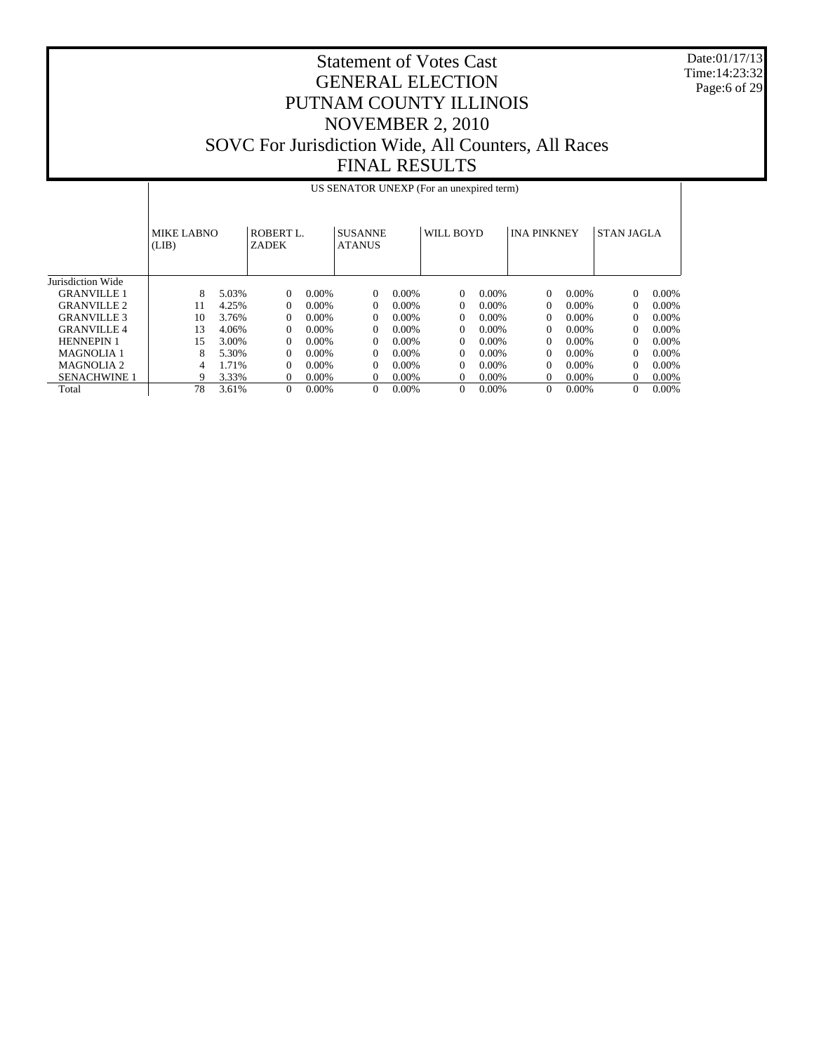# Statement of Votes Cast
# GENERAL ELECTION
# PUTNAM COUNTY ILLINOIS
# NOVEMBER 2, 2010
# SOVC For Jurisdiction Wide, All Counters, All Races
# FINAL RESULTS

Date:01/17/13
Time:14:23:32

| | US SENATOR UNEXP (For an unexpired term) | | | | | | | | | | | |
|---|---|---|---|---|---|---|---|---|---|---|---|---|
| | MIKE LABNO (LIB) | | ROBERT L. ZADEK | | SUSANNE ATANUS | | WILL BOYD | | INA PINKNEY | | STAN JAGLA | |
| Jurisdiction Wide | | | | | | | | | | | | |
| GRANVILLE 1 | 8 | 5.03% | 0 | 0.00% | 0 | 0.00% | 0 | 0.00% | 0 | 0.00% | 0 | 0.00% |
| GRANVILLE 2 | 11 | 4.25% | 0 | 0.00% | 0 | 0.00% | 0 | 0.00% | 0 | 0.00% | 0 | 0.00% |
| GRANVILLE 3 | 10 | 3.76% | 0 | 0.00% | 0 | 0.00% | 0 | 0.00% | 0 | 0.00% | 0 | 0.00% |
| GRANVILLE 4 | 13 | 4.06% | 0 | 0.00% | 0 | 0.00% | 0 | 0.00% | 0 | 0.00% | 0 | 0.00% |
| HENNEPIN 1 | 15 | 3.00% | 0 | 0.00% | 0 | 0.00% | 0 | 0.00% | 0 | 0.00% | 0 | 0.00% |
| MAGNOLIA 1 | 8 | 5.30% | 0 | 0.00% | 0 | 0.00% | 0 | 0.00% | 0 | 0.00% | 0 | 0.00% |
| MAGNOLIA 2 | 4 | 1.71% | 0 | 0.00% | 0 | 0.00% | 0 | 0.00% | 0 | 0.00% | 0 | 0.00% |
| SENACHWINE 1 | 9 | 3.33% | 0 | 0.00% | 0 | 0.00% | 0 | 0.00% | 0 | 0.00% | 0 | 0.00% |
| Total | 78 | 3.61% | 0 | 0.00% | 0 | 0.00% | 0 | 0.00% | 0 | 0.00% | 0 | 0.00% |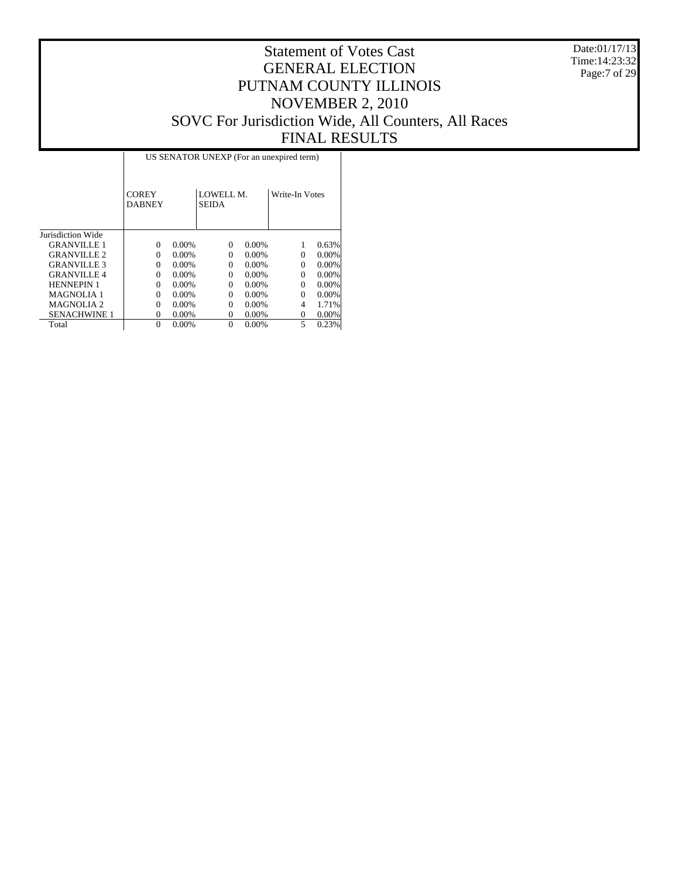# Statement of Votes Cast
# GENERAL ELECTION
# PUTNAM COUNTY ILLINOIS
# NOVEMBER 2, 2010
# SOVC For Jurisdiction Wide, All Counters, All Races
# FINAL RESULTS

Date:01/17/13
Time:14:23:32

| | US SENATOR UNEXP (For an unexpired term) | | | | | |
|---|---|---|---|---|---|---|
| | COREY DABNEY | | LOWELL M. SEIDA | | Write-In Votes | |
| Jurisdiction Wide | | | | | | |
| GRANVILLE 1 | 0 | 0.00% | 0 | 0.00% | 1 | 0.63% |
| GRANVILLE 2 | 0 | 0.00% | 0 | 0.00% | 0 | 0.00% |
| GRANVILLE 3 | 0 | 0.00% | 0 | 0.00% | 0 | 0.00% |
| GRANVILLE 4 | 0 | 0.00% | 0 | 0.00% | 0 | 0.00% |
| HENNEPIN 1 | 0 | 0.00% | 0 | 0.00% | 0 | 0.00% |
| MAGNOLIA 1 | 0 | 0.00% | 0 | 0.00% | 0 | 0.00% |
| MAGNOLIA 2 | 0 | 0.00% | 0 | 0.00% | 4 | 1.71% |
| SENACHWINE 1 | 0 | 0.00% | 0 | 0.00% | 0 | 0.00% |
| Total | 0 | 0.00% | 0 | 0.00% | 5 | 0.23% |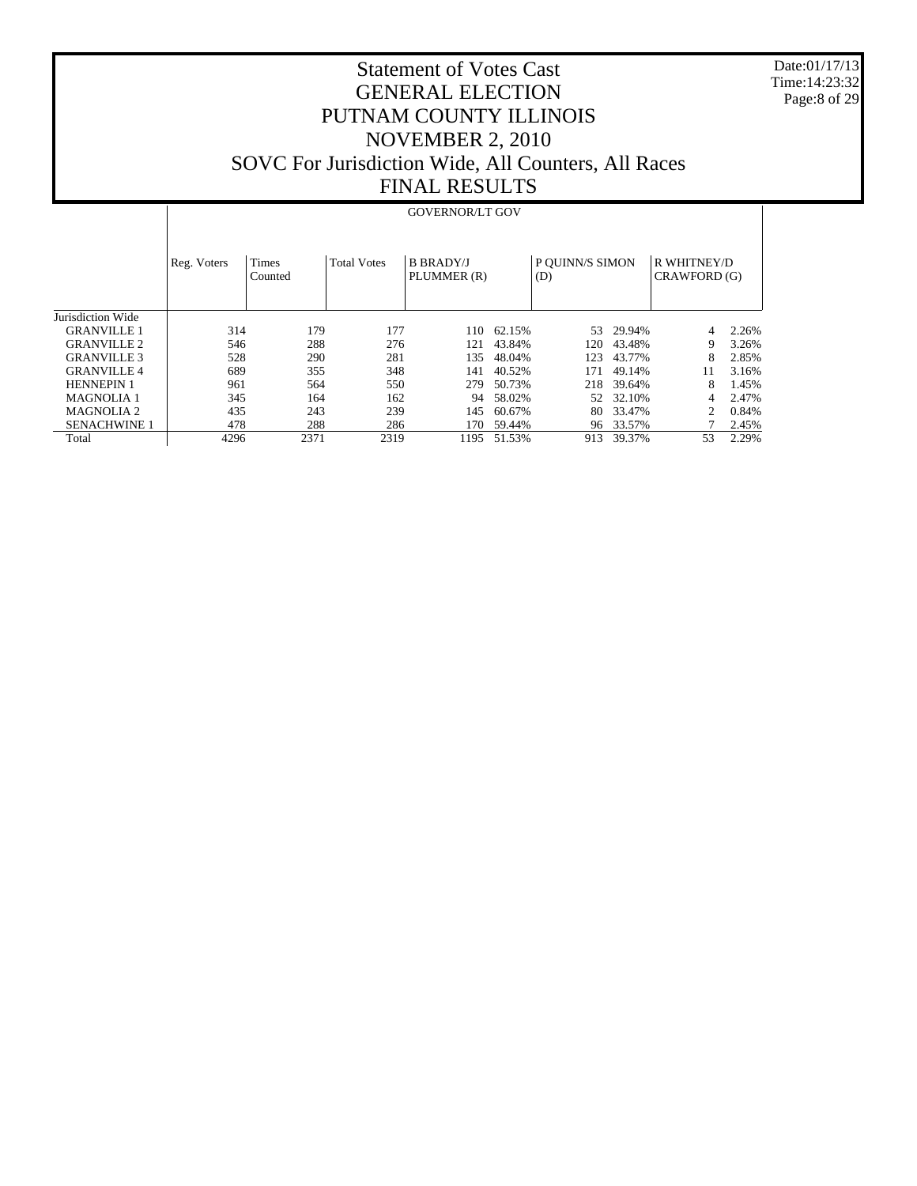# Statement of Votes Cast
# GENERAL ELECTION
# PUTNAM COUNTY ILLINOIS
# NOVEMBER 2, 2010
# SOVC For Jurisdiction Wide, All Counters, All Races
# FINAL RESULTS

Date:01/17/13
Time:14:23:32

| | GOVERNOR/LT GOV | | | | | | | | |
|---|---|---|---|---|---|---|---|---|---|
| | Reg. Voters | Times Counted | Total Votes | B BRADY/J PLUMMER (R) | | P QUINN/S SIMON (D) | | R WHITNEY/D CRAWFORD (G) | |
| Jurisdiction Wide | | | | | | | | | |
| GRANVILLE 1 | 314 | 179 | 177 | 110 | 62.15% | 53 | 29.94% | 4 | 2.26% |
| GRANVILLE 2 | 546 | 288 | 276 | 121 | 43.84% | 120 | 43.48% | 9 | 3.26% |
| GRANVILLE 3 | 528 | 290 | 281 | 135 | 48.04% | 123 | 43.77% | 8 | 2.85% |
| GRANVILLE 4 | 689 | 355 | 348 | 141 | 40.52% | 171 | 49.14% | 11 | 3.16% |
| HENNEPIN 1 | 961 | 564 | 550 | 279 | 50.73% | 218 | 39.64% | 8 | 1.45% |
| MAGNOLIA 1 | 345 | 164 | 162 | 94 | 58.02% | 52 | 32.10% | 4 | 2.47% |
| MAGNOLIA 2 | 435 | 243 | 239 | 145 | 60.67% | 80 | 33.47% | 2 | 0.84% |
| SENACHWINE 1 | 478 | 288 | 286 | 170 | 59.44% | 96 | 33.57% | 7 | 2.45% |
| Total | 4296 | 2371 | 2319 | 1195 | 51.53% | 913 | 39.37% | 53 | 2.29% |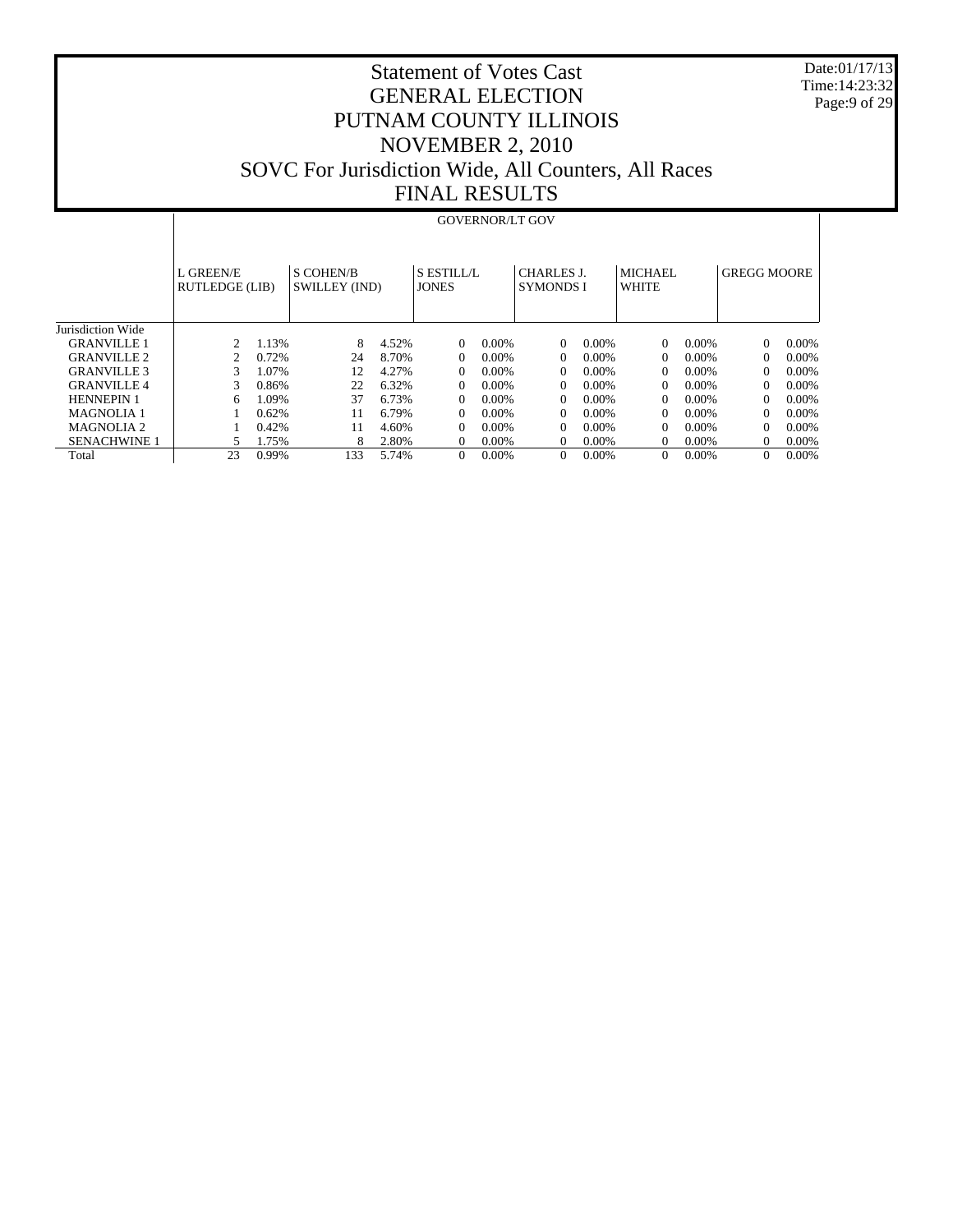# Statement of Votes Cast
# GENERAL ELECTION
# PUTNAM COUNTY ILLINOIS
# NOVEMBER 2, 2010
# SOVC For Jurisdiction Wide, All Counters, All Races
# FINAL RESULTS

Date:01/17/13
Time:14:23:32

**GOVERNOR/LT GOV**

| | L GREEN/E RUTLEDGE (LIB) | | S COHEN/B SWILLEY (IND) | | S ESTILL/L JONES | | CHARLES J. SYMONDS I | | MICHAEL WHITE | | GREGG MOORE | |
|---|---|---|---|---|---|---|---|---|---|---|---|---|
| Jurisdiction Wide | | | | | | | | | | | | |
| GRANVILLE 1 | 2 | 1.13% | 8 | 4.52% | 0 | 0.00% | 0 | 0.00% | 0 | 0.00% | 0 | 0.00% |
| GRANVILLE 2 | 2 | 0.72% | 24 | 8.70% | 0 | 0.00% | 0 | 0.00% | 0 | 0.00% | 0 | 0.00% |
| GRANVILLE 3 | 3 | 1.07% | 12 | 4.27% | 0 | 0.00% | 0 | 0.00% | 0 | 0.00% | 0 | 0.00% |
| GRANVILLE 4 | 3 | 0.86% | 22 | 6.32% | 0 | 0.00% | 0 | 0.00% | 0 | 0.00% | 0 | 0.00% |
| HENNEPIN 1 | 6 | 1.09% | 37 | 6.73% | 0 | 0.00% | 0 | 0.00% | 0 | 0.00% | 0 | 0.00% |
| MAGNOLIA 1 | 1 | 0.62% | 11 | 6.79% | 0 | 0.00% | 0 | 0.00% | 0 | 0.00% | 0 | 0.00% |
| MAGNOLIA 2 | 1 | 0.42% | 11 | 4.60% | 0 | 0.00% | 0 | 0.00% | 0 | 0.00% | 0 | 0.00% |
| SENACHWINE 1 | 5 | 1.75% | 8 | 2.80% | 0 | 0.00% | 0 | 0.00% | 0 | 0.00% | 0 | 0.00% |
| Total | 23 | 0.99% | 133 | 5.74% | 0 | 0.00% | 0 | 0.00% | 0 | 0.00% | 0 | 0.00% |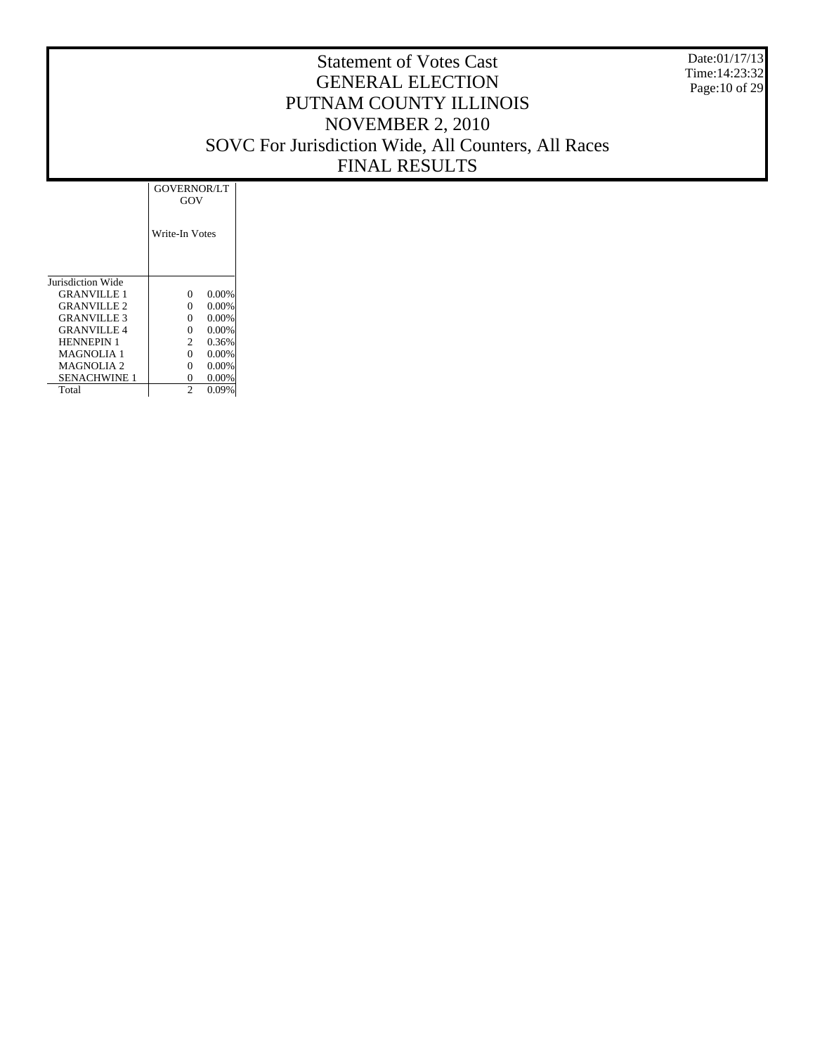# Statement of Votes Cast
# GENERAL ELECTION
# PUTNAM COUNTY ILLINOIS
# NOVEMBER 2, 2010
# SOVC For Jurisdiction Wide, All Counters, All Races
# FINAL RESULTS

Date:01/17/13
Time:14:23:32

| | GOVERNOR/LT GOV | |
|---|---|---|
| | Write-In Votes | |
| Jurisdiction Wide | | |
| GRANVILLE 1 | 0 | 0.00% |
| GRANVILLE 2 | 0 | 0.00% |
| GRANVILLE 3 | 0 | 0.00% |
| GRANVILLE 4 | 0 | 0.00% |
| HENNEPIN 1 | 2 | 0.36% |
| MAGNOLIA 1 | 0 | 0.00% |
| MAGNOLIA 2 | 0 | 0.00% |
| SENACHWINE 1 | 0 | 0.00% |
| Total | 2 | 0.09% |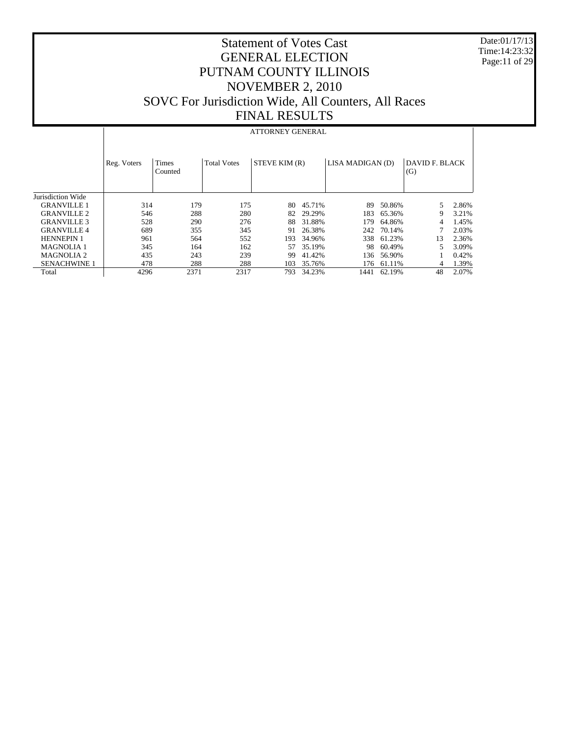# Statement of Votes Cast
# GENERAL ELECTION
# PUTNAM COUNTY ILLINOIS
# NOVEMBER 2, 2010
# SOVC For Jurisdiction Wide, All Counters, All Races
# FINAL RESULTS

Date:01/17/13
Time:14:23:32

| | ATTORNEY GENERAL | | | | | | | | |
|---|---|---|---|---|---|---|---|---|---|
| | Reg. Voters | Times Counted | Total Votes | STEVE KIM (R) | | LISA MADIGAN (D) | | DAVID F. BLACK (G) | |
| Jurisdiction Wide | | | | | | | | | |
| GRANVILLE 1 | 314 | 179 | 175 | 80 | 45.71% | 89 | 50.86% | 5 | 2.86% |
| GRANVILLE 2 | 546 | 288 | 280 | 82 | 29.29% | 183 | 65.36% | 9 | 3.21% |
| GRANVILLE 3 | 528 | 290 | 276 | 88 | 31.88% | 179 | 64.86% | 4 | 1.45% |
| GRANVILLE 4 | 689 | 355 | 345 | 91 | 26.38% | 242 | 70.14% | 7 | 2.03% |
| HENNEPIN 1 | 961 | 564 | 552 | 193 | 34.96% | 338 | 61.23% | 13 | 2.36% |
| MAGNOLIA 1 | 345 | 164 | 162 | 57 | 35.19% | 98 | 60.49% | 5 | 3.09% |
| MAGNOLIA 2 | 435 | 243 | 239 | 99 | 41.42% | 136 | 56.90% | 1 | 0.42% |
| SENACHWINE 1 | 478 | 288 | 288 | 103 | 35.76% | 176 | 61.11% | 4 | 1.39% |
| Total | 4296 | 2371 | 2317 | 793 | 34.23% | 1441 | 62.19% | 48 | 2.07% |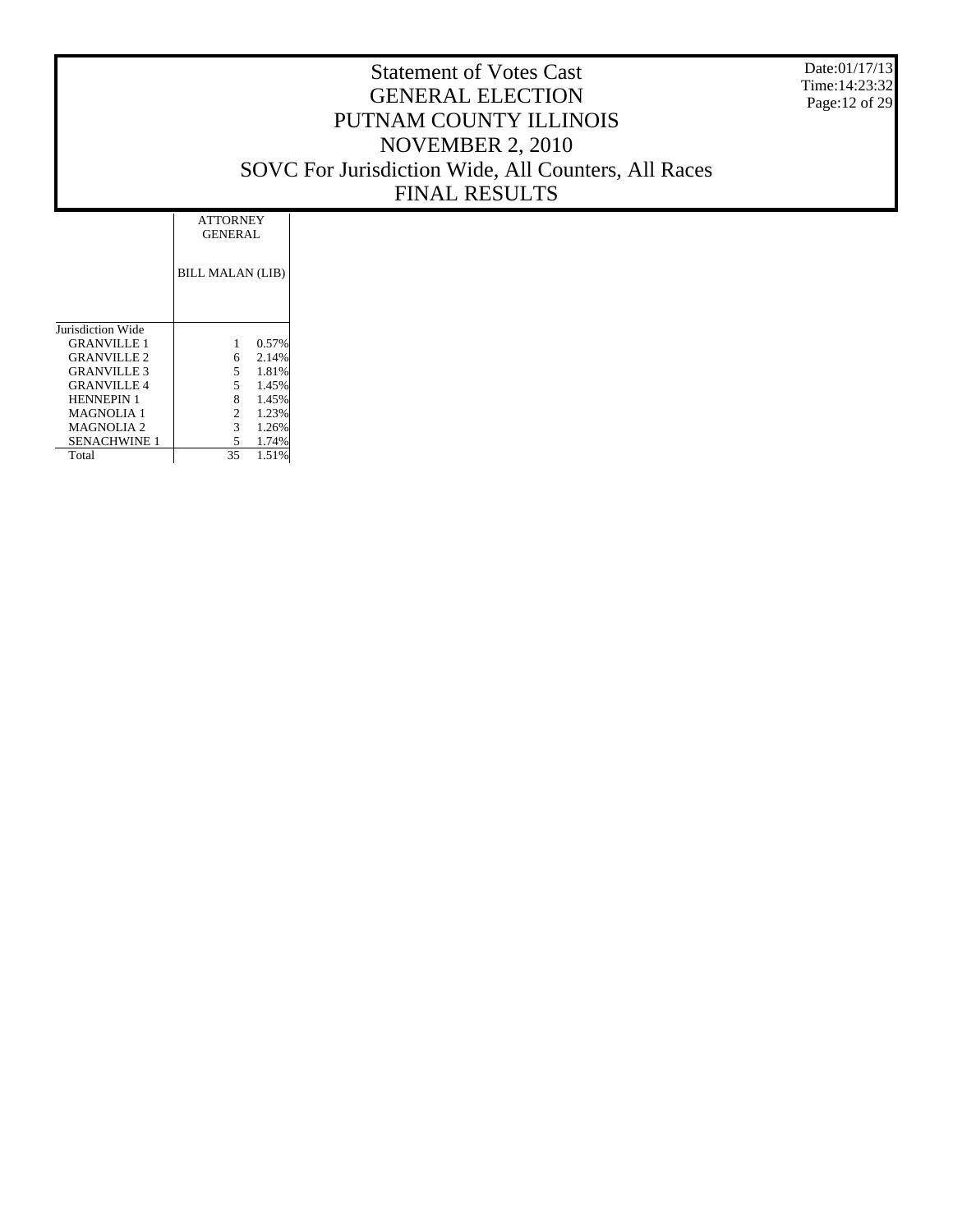# Statement of Votes Cast
# GENERAL ELECTION
# PUTNAM COUNTY ILLINOIS
# NOVEMBER 2, 2010
# SOVC For Jurisdiction Wide, All Counters, All Races
# FINAL RESULTS

Date:01/17/13
Time:14:23:32

| | ATTORNEY GENERAL | |
|---|---|---|
| | BILL MALAN (LIB) | |
| Jurisdiction Wide | | |
| GRANVILLE 1 | 1 | 0.57% |
| GRANVILLE 2 | 6 | 2.14% |
| GRANVILLE 3 | 5 | 1.81% |
| GRANVILLE 4 | 5 | 1.45% |
| HENNEPIN 1 | 8 | 1.45% |
| MAGNOLIA 1 | 2 | 1.23% |
| MAGNOLIA 2 | 3 | 1.26% |
| SENACHWINE 1 | 5 | 1.74% |
| Total | 35 | 1.51% |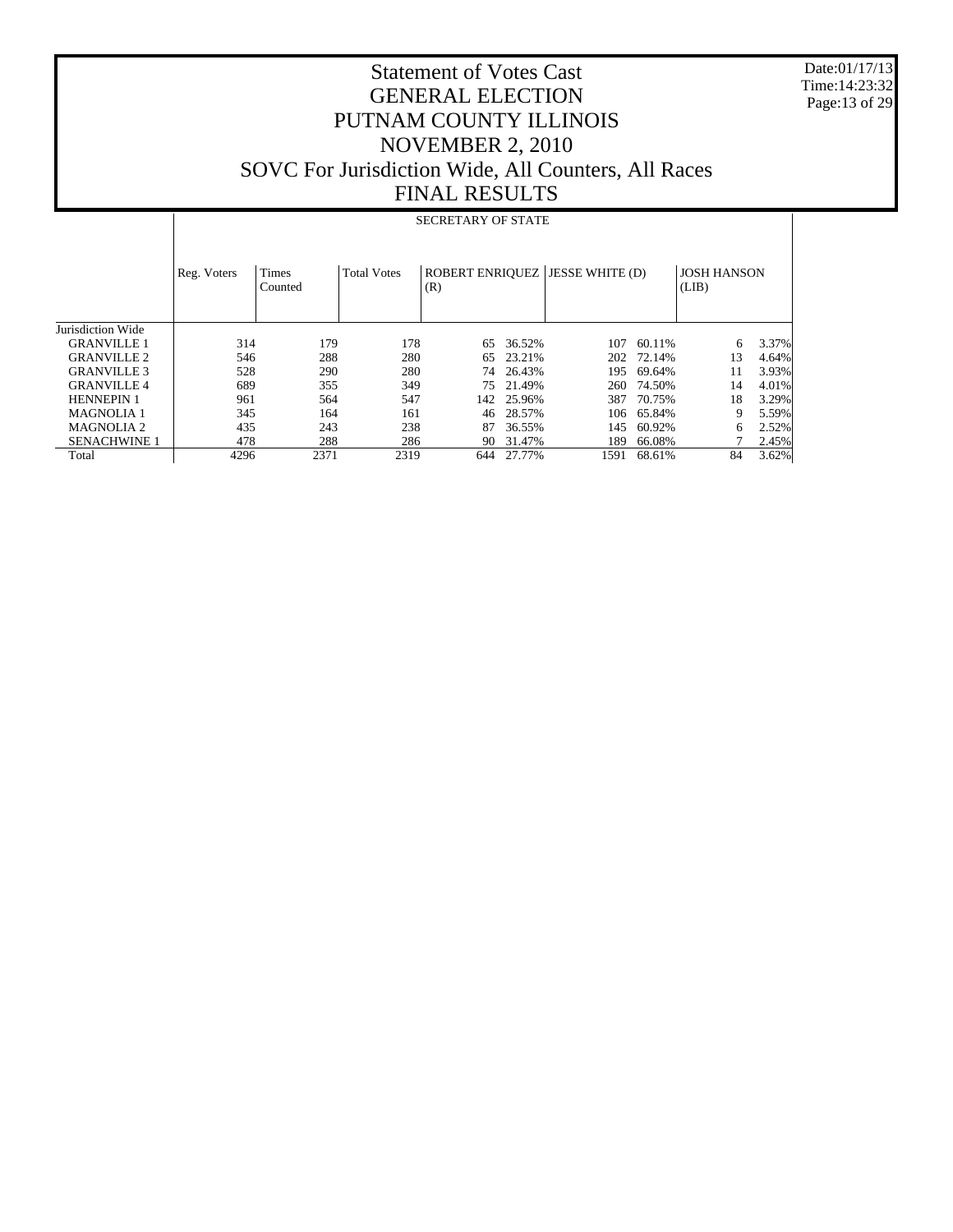# Statement of Votes Cast
# GENERAL ELECTION
# PUTNAM COUNTY ILLINOIS
# NOVEMBER 2, 2010
# SOVC For Jurisdiction Wide, All Counters, All Races
# FINAL RESULTS

Date:01/17/13
Time:14:23:32

| | SECRETARY OF STATE | | | | | | | | |
|---|---|---|---|---|---|---|---|---|---|
| | Reg. Voters | Times Counted | Total Votes | ROBERT ENRIQUEZ (R) | | JESSE WHITE (D) | | JOSH HANSON (LIB) | |
| Jurisdiction Wide | | | | | | | | | |
| GRANVILLE 1 | 314 | 179 | 178 | 65 | 36.52% | 107 | 60.11% | 6 | 3.37% |
| GRANVILLE 2 | 546 | 288 | 280 | 65 | 23.21% | 202 | 72.14% | 13 | 4.64% |
| GRANVILLE 3 | 528 | 290 | 280 | 74 | 26.43% | 195 | 69.64% | 11 | 3.93% |
| GRANVILLE 4 | 689 | 355 | 349 | 75 | 21.49% | 260 | 74.50% | 14 | 4.01% |
| HENNEPIN 1 | 961 | 564 | 547 | 142 | 25.96% | 387 | 70.75% | 18 | 3.29% |
| MAGNOLIA 1 | 345 | 164 | 161 | 46 | 28.57% | 106 | 65.84% | 9 | 5.59% |
| MAGNOLIA 2 | 435 | 243 | 238 | 87 | 36.55% | 145 | 60.92% | 6 | 2.52% |
| SENACHWINE 1 | 478 | 288 | 286 | 90 | 31.47% | 189 | 66.08% | 7 | 2.45% |
| Total | 4296 | 2371 | 2319 | 644 | 27.77% | 1591 | 68.61% | 84 | 3.62% |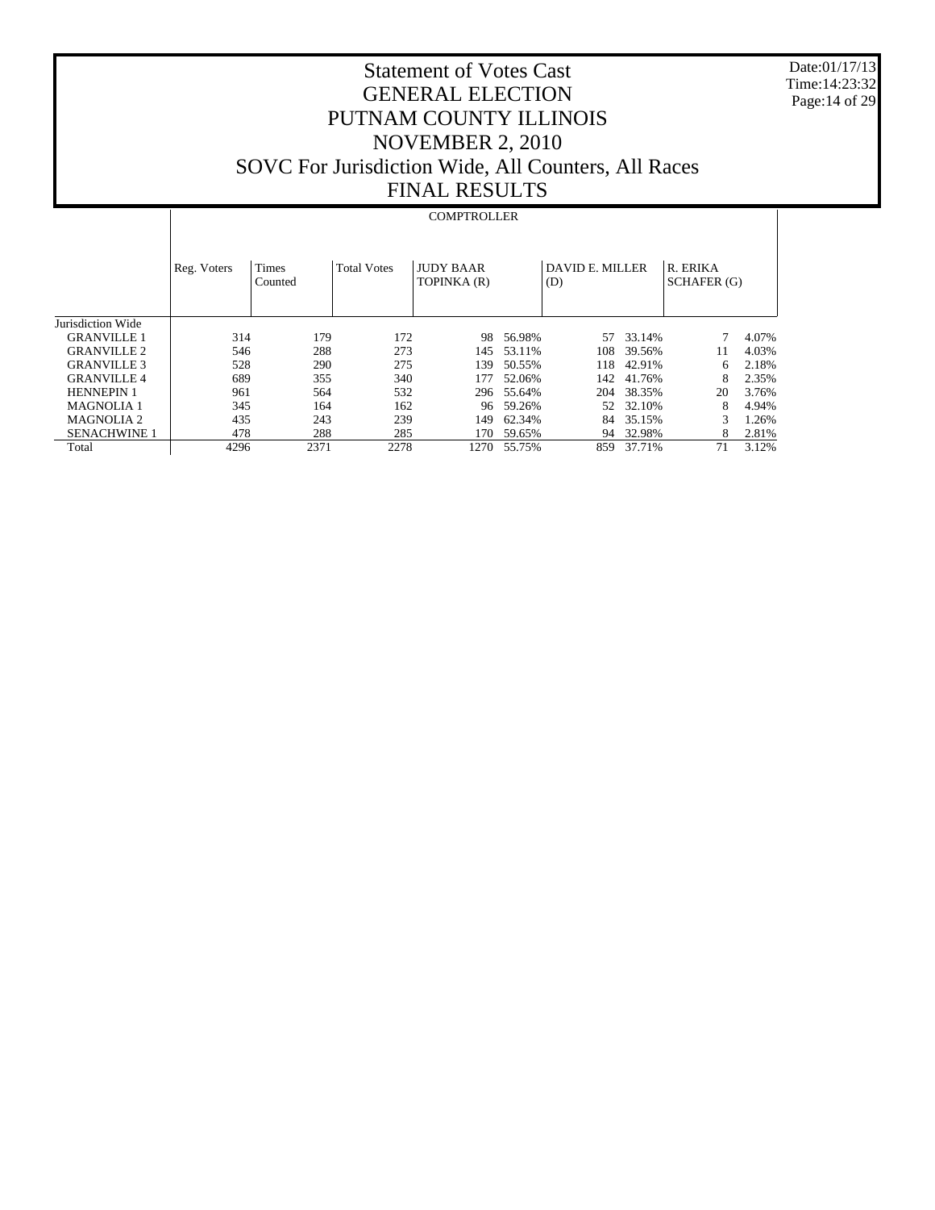# Statement of Votes Cast
# GENERAL ELECTION
# PUTNAM COUNTY ILLINOIS
# NOVEMBER 2, 2010
# SOVC For Jurisdiction Wide, All Counters, All Races
# FINAL RESULTS

| | COMPTROLLER | | | | | | | | |
|---|---|---|---|---|---|---|---|---|---|
| | Reg. Voters | Times Counted | Total Votes | JUDY BAAR TOPINKA (R) | | DAVID E. MILLER (D) | | R. ERIKA SCHAFER (G) | |
| Jurisdiction Wide | | | | | | | | | |
| GRANVILLE 1 | 314 | 179 | 172 | 98 | 56.98% | 57 | 33.14% | 7 | 4.07% |
| GRANVILLE 2 | 546 | 288 | 273 | 145 | 53.11% | 108 | 39.56% | 11 | 4.03% |
| GRANVILLE 3 | 528 | 290 | 275 | 139 | 50.55% | 118 | 42.91% | 6 | 2.18% |
| GRANVILLE 4 | 689 | 355 | 340 | 177 | 52.06% | 142 | 41.76% | 8 | 2.35% |
| HENNEPIN 1 | 961 | 564 | 532 | 296 | 55.64% | 204 | 38.35% | 20 | 3.76% |
| MAGNOLIA 1 | 345 | 164 | 162 | 96 | 59.26% | 52 | 32.10% | 8 | 4.94% |
| MAGNOLIA 2 | 435 | 243 | 239 | 149 | 62.34% | 84 | 35.15% | 3 | 1.26% |
| SENACHWINE 1 | 478 | 288 | 285 | 170 | 59.65% | 94 | 32.98% | 8 | 2.81% |
| Total | 4296 | 2371 | 2278 | 1270 | 55.75% | 859 | 37.71% | 71 | 3.12% |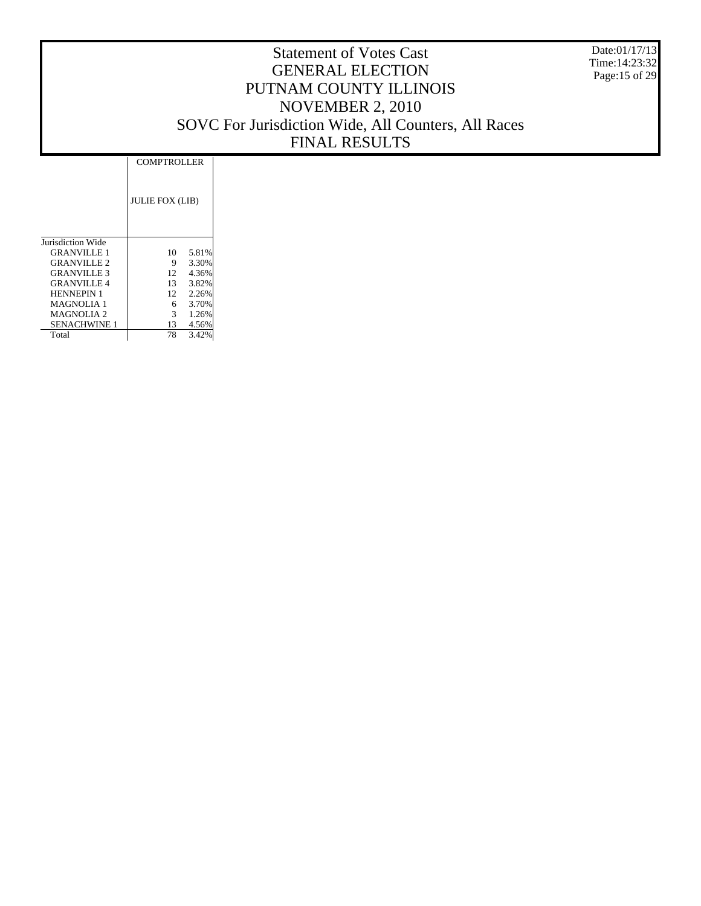# Statement of Votes Cast
# GENERAL ELECTION
# PUTNAM COUNTY ILLINOIS
# NOVEMBER 2, 2010
# SOVC For Jurisdiction Wide, All Counters, All Races
# FINAL RESULTS

| | COMPTROLLER | |
|---|---|---|
| | JULIE FOX (LIB) | |
| Jurisdiction Wide | | |
| GRANVILLE 1 | 10 | 5.81% |
| GRANVILLE 2 | 9 | 3.30% |
| GRANVILLE 3 | 12 | 4.36% |
| GRANVILLE 4 | 13 | 3.82% |
| HENNEPIN 1 | 12 | 2.26% |
| MAGNOLIA 1 | 6 | 3.70% |
| MAGNOLIA 2 | 3 | 1.26% |
| SENACHWINE 1 | 13 | 4.56% |
| Total | 78 | 3.42% |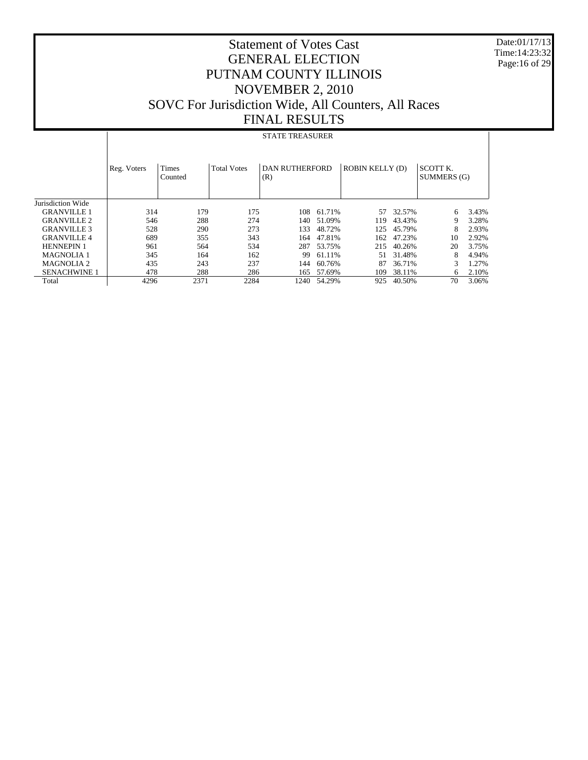# Statement of Votes Cast
# GENERAL ELECTION
# PUTNAM COUNTY ILLINOIS
# NOVEMBER 2, 2010
# SOVC For Jurisdiction Wide, All Counters, All Races
# FINAL RESULTS

Date:01/17/13
Time:14:23:32

## STATE TREASURER

| | Reg. Voters | Times Counted | Total Votes | DAN RUTHERFORD (R) | | ROBIN KELLY (D) | | SCOTT K. SUMMERS (G) | |
|---|---|---|---|---|---|---|---|---|---|
| Jurisdiction Wide | | | | | | | | | |
| GRANVILLE 1 | 314 | 179 | 175 | 108 | 61.71% | 57 | 32.57% | 6 | 3.43% |
| GRANVILLE 2 | 546 | 288 | 274 | 140 | 51.09% | 119 | 43.43% | 9 | 3.28% |
| GRANVILLE 3 | 528 | 290 | 273 | 133 | 48.72% | 125 | 45.79% | 8 | 2.93% |
| GRANVILLE 4 | 689 | 355 | 343 | 164 | 47.81% | 162 | 47.23% | 10 | 2.92% |
| HENNEPIN 1 | 961 | 564 | 534 | 287 | 53.75% | 215 | 40.26% | 20 | 3.75% |
| MAGNOLIA 1 | 345 | 164 | 162 | 99 | 61.11% | 51 | 31.48% | 8 | 4.94% |
| MAGNOLIA 2 | 435 | 243 | 237 | 144 | 60.76% | 87 | 36.71% | 3 | 1.27% |
| SENACHWINE 1 | 478 | 288 | 286 | 165 | 57.69% | 109 | 38.11% | 6 | 2.10% |
| Total | 4296 | 2371 | 2284 | 1240 | 54.29% | 925 | 40.50% | 70 | 3.06% |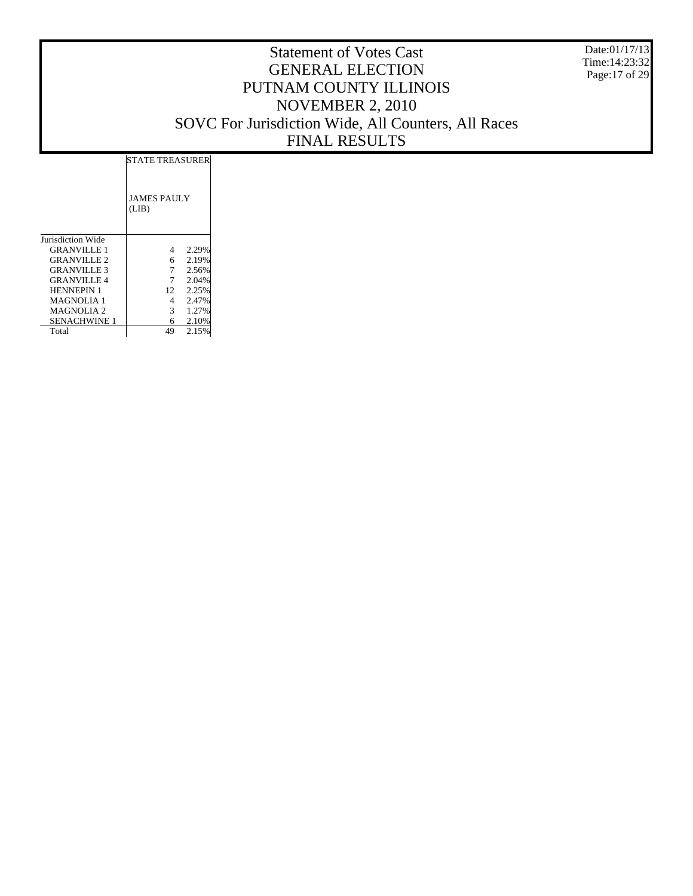# Statement of Votes Cast
# GENERAL ELECTION
# PUTNAM COUNTY ILLINOIS
# NOVEMBER 2, 2010
# SOVC For Jurisdiction Wide, All Counters, All Races
# FINAL RESULTS

Date:01/17/13
Time:14:23:32

| | STATE TREASURER | |
|---|---|---|
| | JAMES PAULY (LIB) | |
| Jurisdiction Wide | | |
| GRANVILLE 1 | 4 | 2.29% |
| GRANVILLE 2 | 6 | 2.19% |
| GRANVILLE 3 | 7 | 2.56% |
| GRANVILLE 4 | 7 | 2.04% |
| HENNEPIN 1 | 12 | 2.25% |
| MAGNOLIA 1 | 4 | 2.47% |
| MAGNOLIA 2 | 3 | 1.27% |
| SENACHWINE 1 | 6 | 2.10% |
| Total | 49 | 2.15% |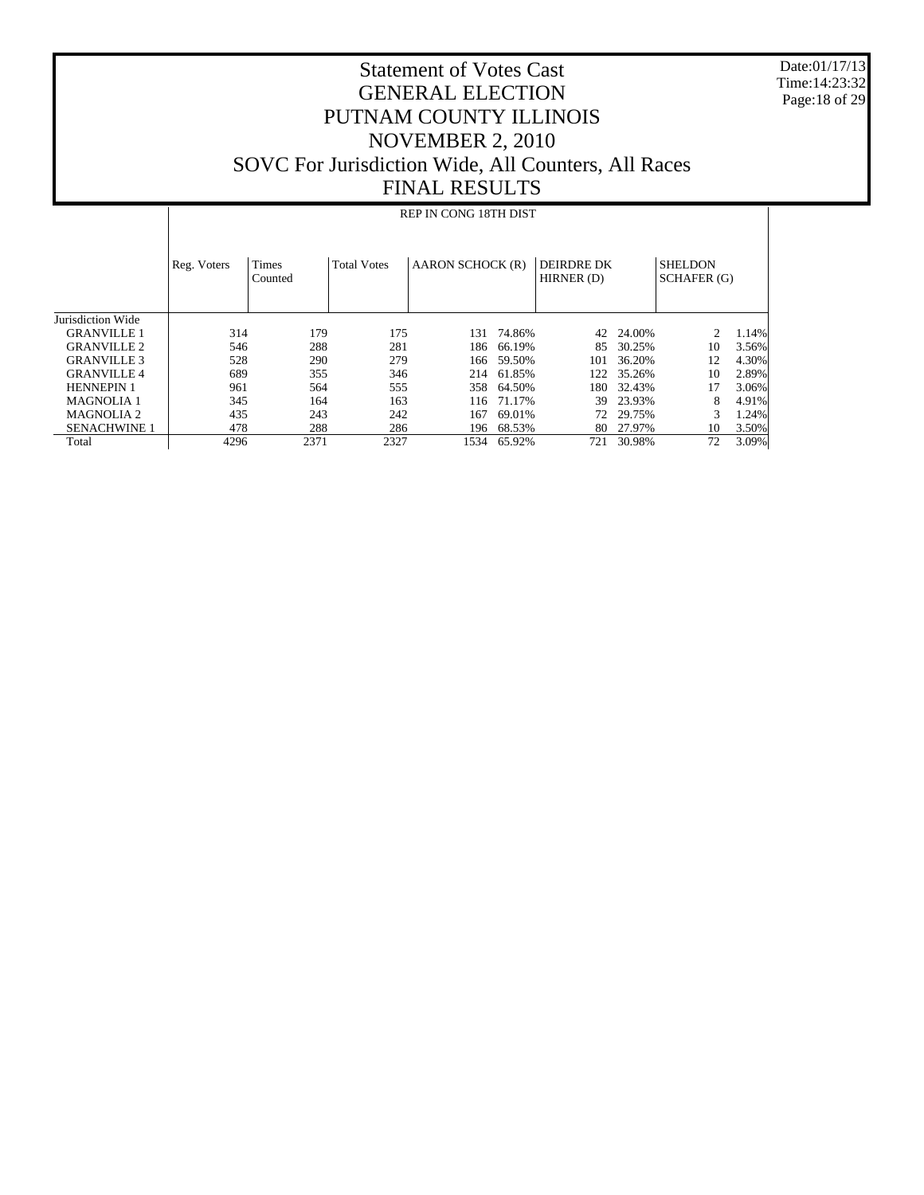# Statement of Votes Cast
# GENERAL ELECTION
# PUTNAM COUNTY ILLINOIS
# NOVEMBER 2, 2010
# SOVC For Jurisdiction Wide, All Counters, All Races
# FINAL RESULTS

Date:01/17/13
Time:14:23:32

| | REP IN CONG 18TH DIST | | | | | | | | |
|---|---|---|---|---|---|---|---|---|---|
| | Reg. Voters | Times Counted | Total Votes | AARON SCHOCK (R) | | DEIRDRE DK HIRNER (D) | | SHELDON SCHAFER (G) | |
| Jurisdiction Wide | | | | | | | | | |
| GRANVILLE 1 | 314 | 179 | 175 | 131 | 74.86% | 42 | 24.00% | 2 | 1.14% |
| GRANVILLE 2 | 546 | 288 | 281 | 186 | 66.19% | 85 | 30.25% | 10 | 3.56% |
| GRANVILLE 3 | 528 | 290 | 279 | 166 | 59.50% | 101 | 36.20% | 12 | 4.30% |
| GRANVILLE 4 | 689 | 355 | 346 | 214 | 61.85% | 122 | 35.26% | 10 | 2.89% |
| HENNEPIN 1 | 961 | 564 | 555 | 358 | 64.50% | 180 | 32.43% | 17 | 3.06% |
| MAGNOLIA 1 | 345 | 164 | 163 | 116 | 71.17% | 39 | 23.93% | 8 | 4.91% |
| MAGNOLIA 2 | 435 | 243 | 242 | 167 | 69.01% | 72 | 29.75% | 3 | 1.24% |
| SENACHWINE 1 | 478 | 288 | 286 | 196 | 68.53% | 80 | 27.97% | 10 | 3.50% |
| Total | 4296 | 2371 | 2327 | 1534 | 65.92% | 721 | 30.98% | 72 | 3.09% |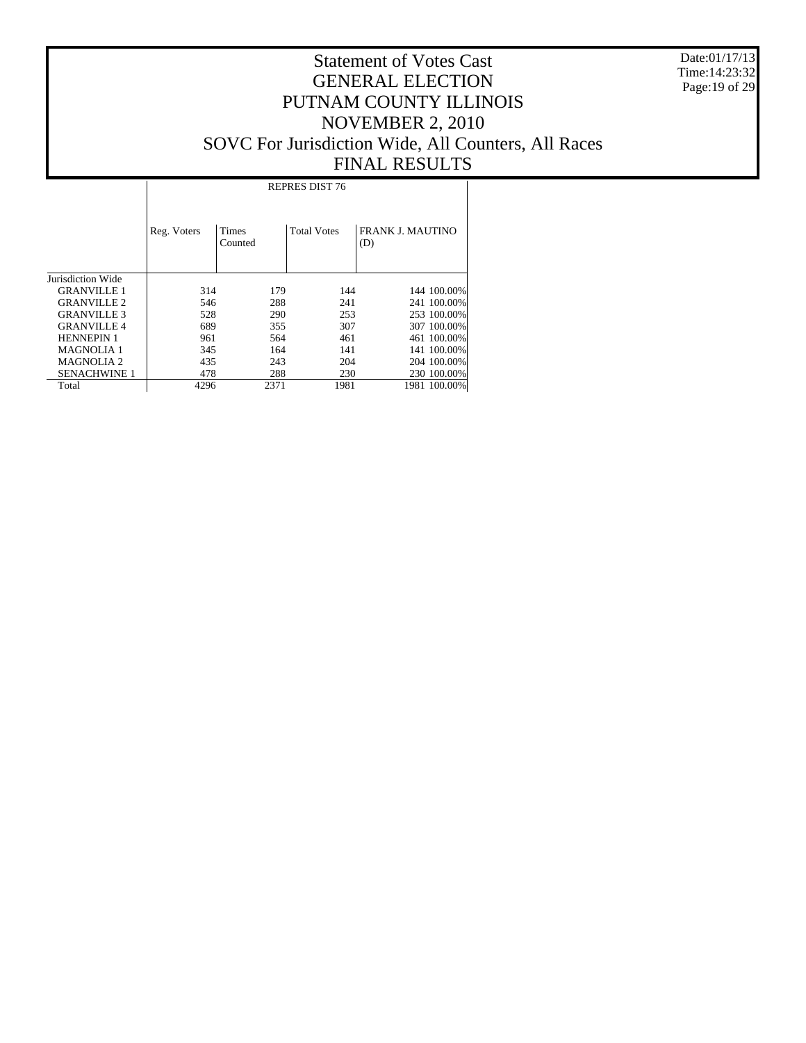# Statement of Votes Cast
# GENERAL ELECTION
# PUTNAM COUNTY ILLINOIS
# NOVEMBER 2, 2010
# SOVC For Jurisdiction Wide, All Counters, All Races
# FINAL RESULTS

Date:01/17/13
Time:14:23:32

| | REPRES DIST 76 | | | | |
|---|---|---|---|---|---|
| | Reg. Voters | Times Counted | Total Votes | FRANK J. MAUTINO (D) | |
| Jurisdiction Wide | | | | | |
| GRANVILLE 1 | 314 | 179 | 144 | 144 | 100.00% |
| GRANVILLE 2 | 546 | 288 | 241 | 241 | 100.00% |
| GRANVILLE 3 | 528 | 290 | 253 | 253 | 100.00% |
| GRANVILLE 4 | 689 | 355 | 307 | 307 | 100.00% |
| HENNEPIN 1 | 961 | 564 | 461 | 461 | 100.00% |
| MAGNOLIA 1 | 345 | 164 | 141 | 141 | 100.00% |
| MAGNOLIA 2 | 435 | 243 | 204 | 204 | 100.00% |
| SENACHWINE 1 | 478 | 288 | 230 | 230 | 100.00% |
| Total | 4296 | 2371 | 1981 | 1981 | 100.00% |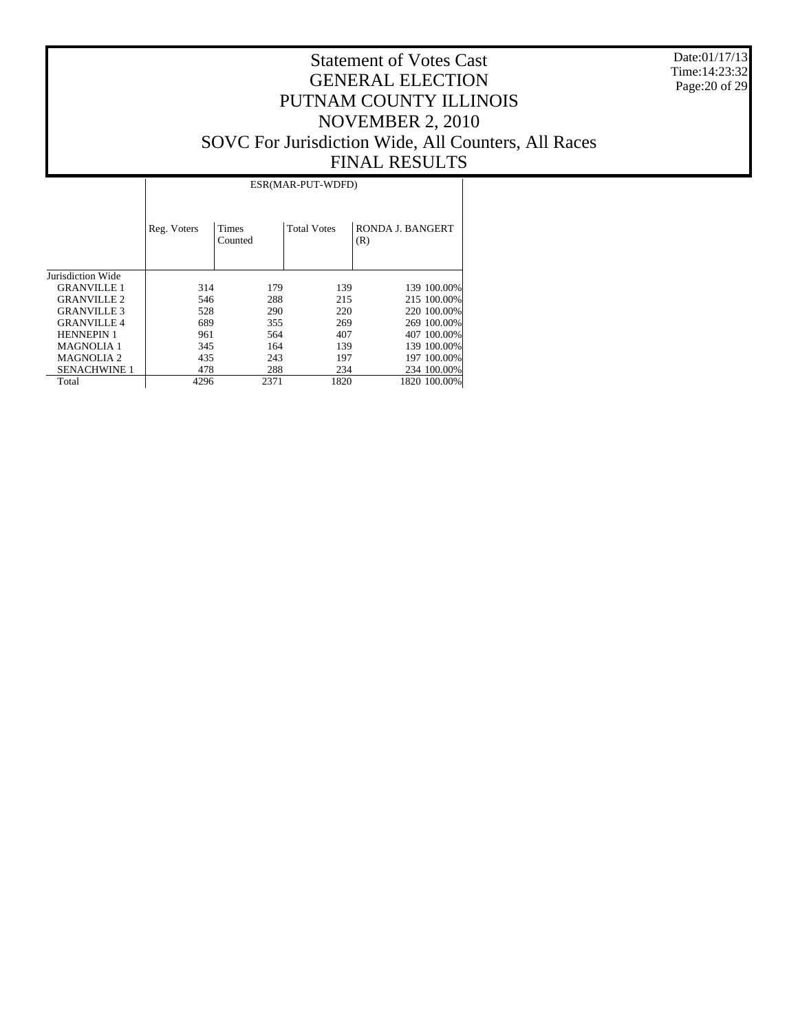# Statement of Votes Cast
# GENERAL ELECTION
# PUTNAM COUNTY ILLINOIS
# NOVEMBER 2, 2010
# SOVC For Jurisdiction Wide, All Counters, All Races
# FINAL RESULTS

Date:01/17/13
Time:14:23:32

| | ESR(MAR-PUT-WDFD) | | | | |
|---|---|---|---|---|---|
| | Reg. Voters | Times Counted | Total Votes | RONDA J. BANGERT (R) | |
| Jurisdiction Wide | | | | | |
| GRANVILLE 1 | 314 | 179 | 139 | 139 | 100.00% |
| GRANVILLE 2 | 546 | 288 | 215 | 215 | 100.00% |
| GRANVILLE 3 | 528 | 290 | 220 | 220 | 100.00% |
| GRANVILLE 4 | 689 | 355 | 269 | 269 | 100.00% |
| HENNEPIN 1 | 961 | 564 | 407 | 407 | 100.00% |
| MAGNOLIA 1 | 345 | 164 | 139 | 139 | 100.00% |
| MAGNOLIA 2 | 435 | 243 | 197 | 197 | 100.00% |
| SENACHWINE 1 | 478 | 288 | 234 | 234 | 100.00% |
| Total | 4296 | 2371 | 1820 | 1820 | 100.00% |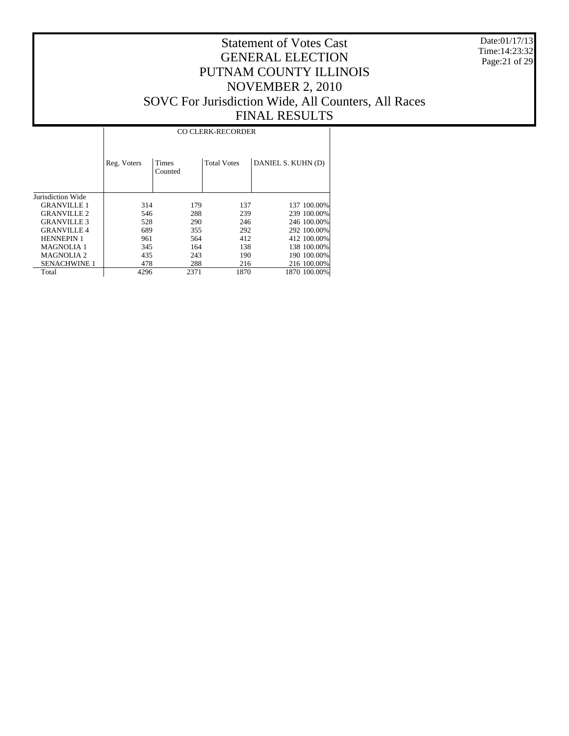# Statement of Votes Cast
# GENERAL ELECTION
# PUTNAM COUNTY ILLINOIS
# NOVEMBER 2, 2010
# SOVC For Jurisdiction Wide, All Counters, All Races
# FINAL RESULTS

Date:01/17/13
Time:14:23:32

| | CO CLERK-RECORDER | | | | |
|---|---|---|---|---|---|
| | Reg. Voters | Times Counted | Total Votes | DANIEL S. KUHN (D) | |
| Jurisdiction Wide | | | | | |
| GRANVILLE 1 | 314 | 179 | 137 | 137 | 100.00% |
| GRANVILLE 2 | 546 | 288 | 239 | 239 | 100.00% |
| GRANVILLE 3 | 528 | 290 | 246 | 246 | 100.00% |
| GRANVILLE 4 | 689 | 355 | 292 | 292 | 100.00% |
| HENNEPIN 1 | 961 | 564 | 412 | 412 | 100.00% |
| MAGNOLIA 1 | 345 | 164 | 138 | 138 | 100.00% |
| MAGNOLIA 2 | 435 | 243 | 190 | 190 | 100.00% |
| SENACHWINE 1 | 478 | 288 | 216 | 216 | 100.00% |
| Total | 4296 | 2371 | 1870 | 1870 | 100.00% |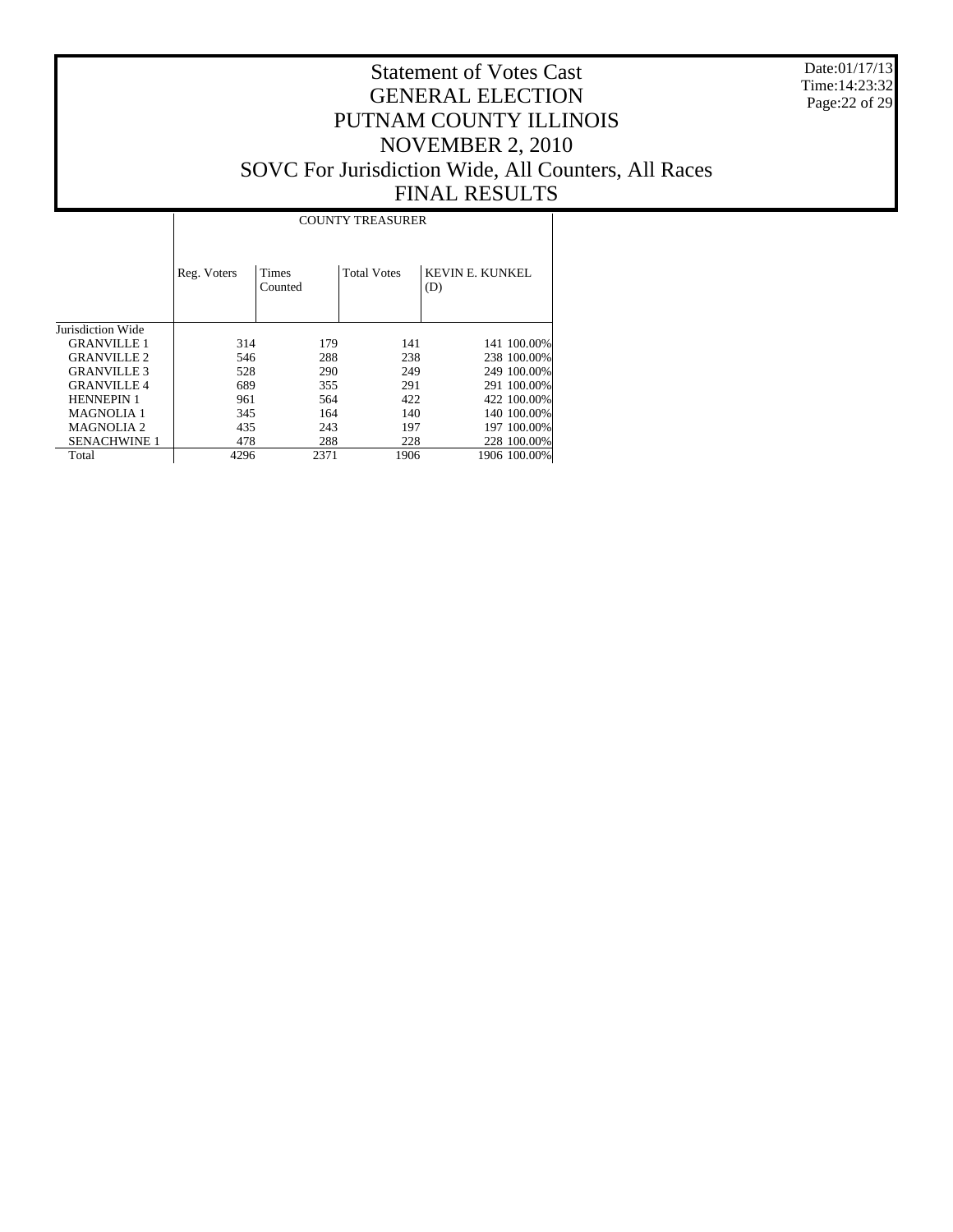# Statement of Votes Cast
# GENERAL ELECTION
# PUTNAM COUNTY ILLINOIS
# NOVEMBER 2, 2010
# SOVC For Jurisdiction Wide, All Counters, All Races
# FINAL RESULTS

Date:01/17/13
Time:14:23:32

| | COUNTY TREASURER | | | | |
|---|---|---|---|---|---|
| | Reg. Voters | Times Counted | Total Votes | KEVIN E. KUNKEL (D) | |
| Jurisdiction Wide | | | | | |
| GRANVILLE 1 | 314 | 179 | 141 | 141 | 100.00% |
| GRANVILLE 2 | 546 | 288 | 238 | 238 | 100.00% |
| GRANVILLE 3 | 528 | 290 | 249 | 249 | 100.00% |
| GRANVILLE 4 | 689 | 355 | 291 | 291 | 100.00% |
| HENNEPIN 1 | 961 | 564 | 422 | 422 | 100.00% |
| MAGNOLIA 1 | 345 | 164 | 140 | 140 | 100.00% |
| MAGNOLIA 2 | 435 | 243 | 197 | 197 | 100.00% |
| SENACHWINE 1 | 478 | 288 | 228 | 228 | 100.00% |
| Total | 4296 | 2371 | 1906 | 1906 | 100.00% |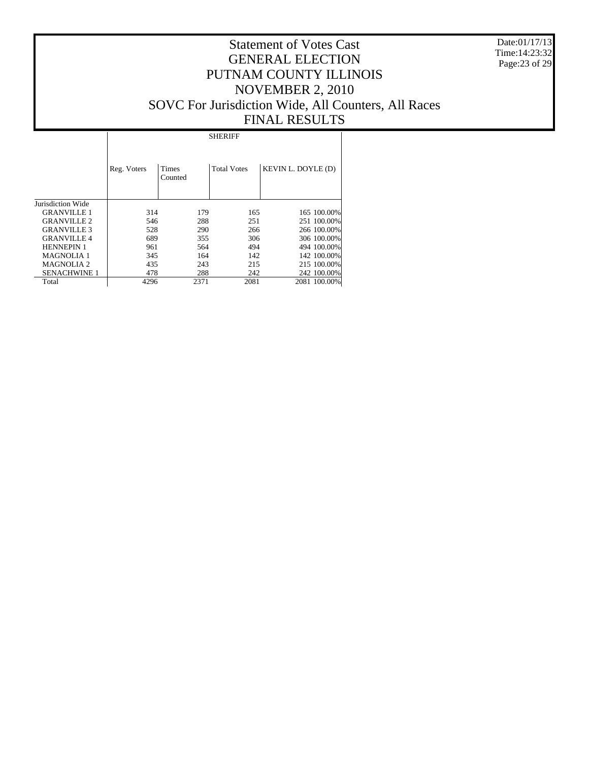# Statement of Votes Cast
# GENERAL ELECTION
# PUTNAM COUNTY ILLINOIS
# NOVEMBER 2, 2010
# SOVC For Jurisdiction Wide, All Counters, All Races
# FINAL RESULTS

Date:01/17/13
Time:14:23:32

| | SHERIFF | | | | |
|---|---|---|---|---|---|
| | Reg. Voters | Times Counted | Total Votes | KEVIN L. DOYLE (D) | |
| Jurisdiction Wide | | | | | |
| GRANVILLE 1 | 314 | 179 | 165 | 165 | 100.00% |
| GRANVILLE 2 | 546 | 288 | 251 | 251 | 100.00% |
| GRANVILLE 3 | 528 | 290 | 266 | 266 | 100.00% |
| GRANVILLE 4 | 689 | 355 | 306 | 306 | 100.00% |
| HENNEPIN 1 | 961 | 564 | 494 | 494 | 100.00% |
| MAGNOLIA 1 | 345 | 164 | 142 | 142 | 100.00% |
| MAGNOLIA 2 | 435 | 243 | 215 | 215 | 100.00% |
| SENACHWINE 1 | 478 | 288 | 242 | 242 | 100.00% |
| Total | 4296 | 2371 | 2081 | 2081 | 100.00% |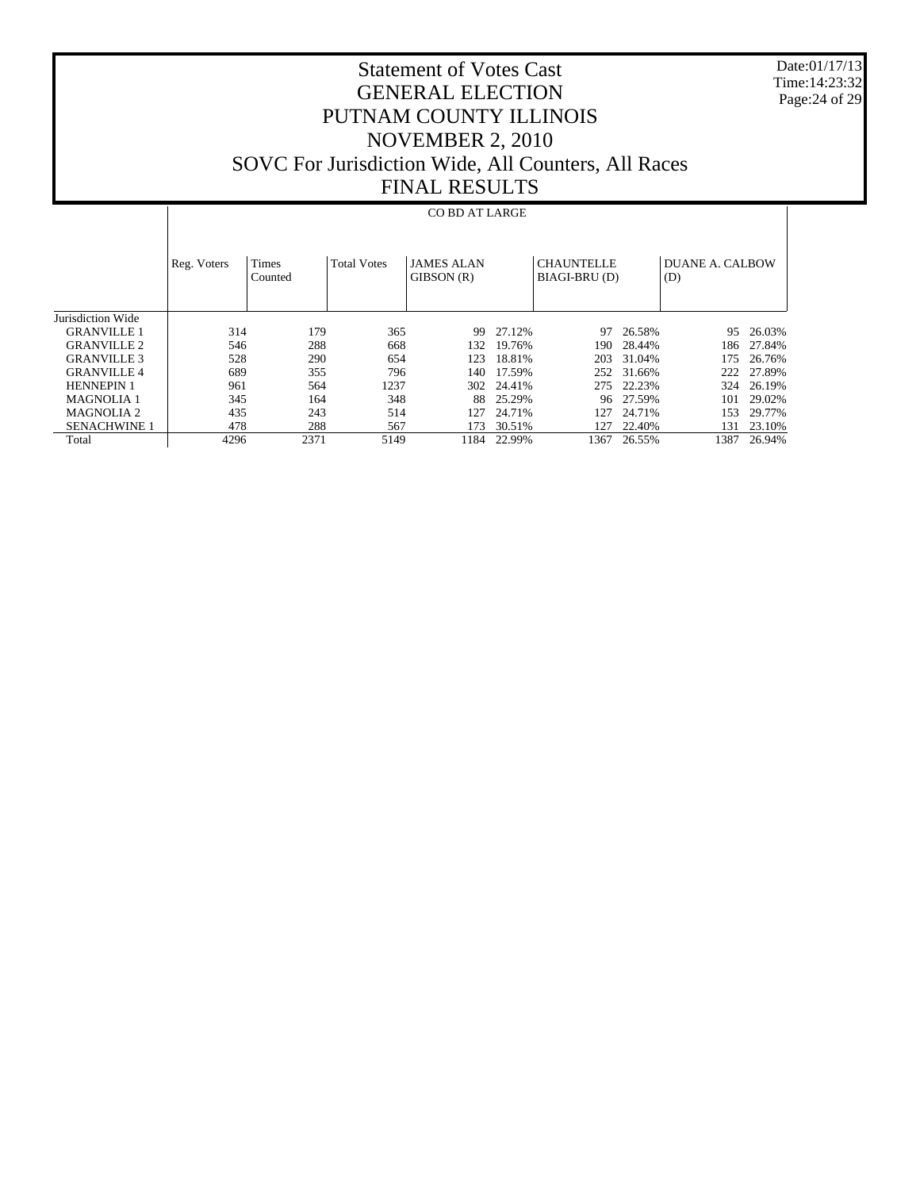# Statement of Votes Cast
# GENERAL ELECTION
# PUTNAM COUNTY ILLINOIS
# NOVEMBER 2, 2010
# SOVC For Jurisdiction Wide, All Counters, All Races
# FINAL RESULTS

Date:01/17/13
Time:14:23:32

| | CO BD AT LARGE | | | | | | | | |
|---|---|---|---|---|---|---|---|---|---|
| | Reg. Voters | Times Counted | Total Votes | JAMES ALAN GIBSON (R) | | CHAUNTELLE BIAGI-BRU (D) | | DUANE A. CALBOW (D) | |
| Jurisdiction Wide | | | | | | | | | |
| GRANVILLE 1 | 314 | 179 | 365 | 99 | 27.12% | 97 | 26.58% | 95 | 26.03% |
| GRANVILLE 2 | 546 | 288 | 668 | 132 | 19.76% | 190 | 28.44% | 186 | 27.84% |
| GRANVILLE 3 | 528 | 290 | 654 | 123 | 18.81% | 203 | 31.04% | 175 | 26.76% |
| GRANVILLE 4 | 689 | 355 | 796 | 140 | 17.59% | 252 | 31.66% | 222 | 27.89% |
| HENNEPIN 1 | 961 | 564 | 1237 | 302 | 24.41% | 275 | 22.23% | 324 | 26.19% |
| MAGNOLIA 1 | 345 | 164 | 348 | 88 | 25.29% | 96 | 27.59% | 101 | 29.02% |
| MAGNOLIA 2 | 435 | 243 | 514 | 127 | 24.71% | 127 | 24.71% | 153 | 29.77% |
| SENACHWINE 1 | 478 | 288 | 567 | 173 | 30.51% | 127 | 22.40% | 131 | 23.10% |
| Total | 4296 | 2371 | 5149 | 1184 | 22.99% | 1367 | 26.55% | 1387 | 26.94% |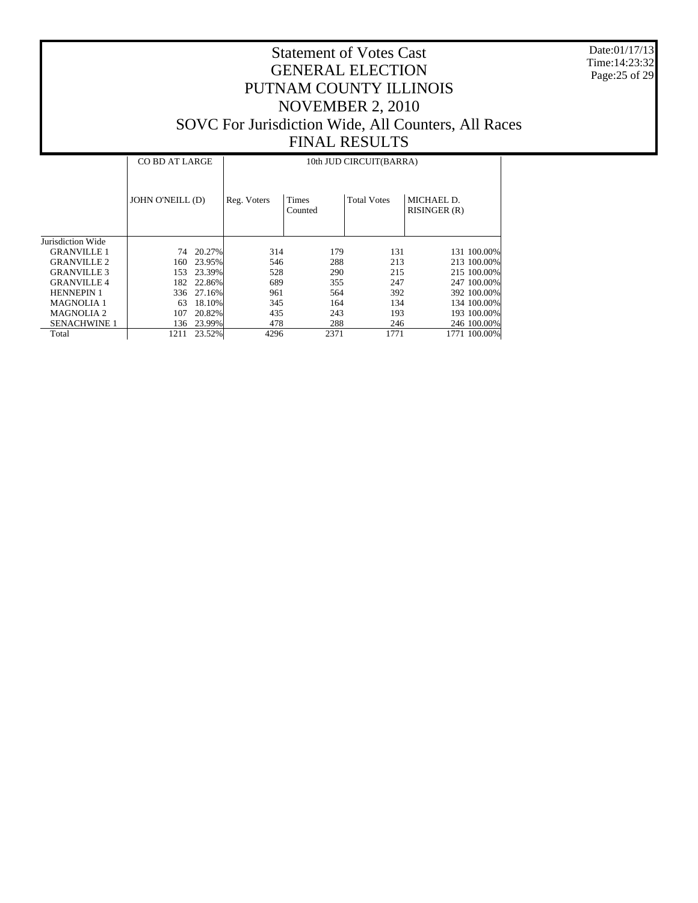# Statement of Votes Cast
# GENERAL ELECTION
# PUTNAM COUNTY ILLINOIS
# NOVEMBER 2, 2010
# SOVC For Jurisdiction Wide, All Counters, All Races
# FINAL RESULTS

Date:01/17/13
Time:14:23:32

| | CO BD AT LARGE | | 10th JUD CIRCUIT(BARRA) | | | | |
|---|---|---|---|---|---|---|---|
| | JOHN O'NEILL (D) | | Reg. Voters | Times Counted | Total Votes | MICHAEL D. RISINGER (R) | |
| Jurisdiction Wide | | | | | | | |
| GRANVILLE 1 | 74 | 20.27% | 314 | 179 | 131 | 131 | 100.00% |
| GRANVILLE 2 | 160 | 23.95% | 546 | 288 | 213 | 213 | 100.00% |
| GRANVILLE 3 | 153 | 23.39% | 528 | 290 | 215 | 215 | 100.00% |
| GRANVILLE 4 | 182 | 22.86% | 689 | 355 | 247 | 247 | 100.00% |
| HENNEPIN 1 | 336 | 27.16% | 961 | 564 | 392 | 392 | 100.00% |
| MAGNOLIA 1 | 63 | 18.10% | 345 | 164 | 134 | 134 | 100.00% |
| MAGNOLIA 2 | 107 | 20.82% | 435 | 243 | 193 | 193 | 100.00% |
| SENACHWINE 1 | 136 | 23.99% | 478 | 288 | 246 | 246 | 100.00% |
| Total | 1211 | 23.52% | 4296 | 2371 | 1771 | 1771 | 100.00% |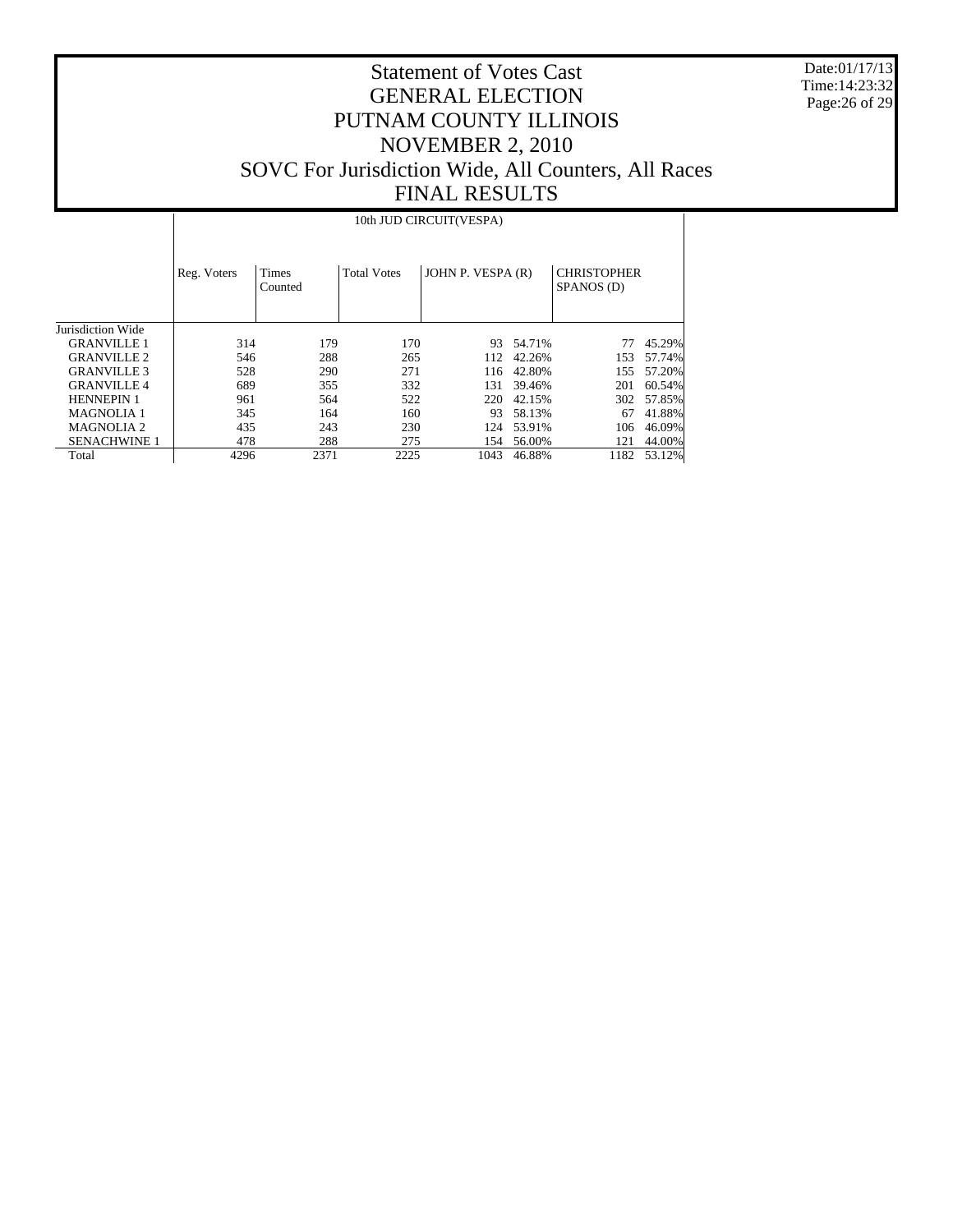# Statement of Votes Cast
# GENERAL ELECTION
# PUTNAM COUNTY ILLINOIS
# NOVEMBER 2, 2010
# SOVC For Jurisdiction Wide, All Counters, All Races
# FINAL RESULTS

Date:01/17/13
Time:14:23:32

| | 10th JUD CIRCUIT(VESPA) | | | | | | |
|---|---|---|---|---|---|---|---|
| | Reg. Voters | Times Counted | Total Votes | JOHN P. VESPA (R) | | CHRISTOPHER SPANOS (D) | |
| Jurisdiction Wide | | | | | | | |
| GRANVILLE 1 | 314 | 179 | 170 | 93 | 54.71% | 77 | 45.29% |
| GRANVILLE 2 | 546 | 288 | 265 | 112 | 42.26% | 153 | 57.74% |
| GRANVILLE 3 | 528 | 290 | 271 | 116 | 42.80% | 155 | 57.20% |
| GRANVILLE 4 | 689 | 355 | 332 | 131 | 39.46% | 201 | 60.54% |
| HENNEPIN 1 | 961 | 564 | 522 | 220 | 42.15% | 302 | 57.85% |
| MAGNOLIA 1 | 345 | 164 | 160 | 93 | 58.13% | 67 | 41.88% |
| MAGNOLIA 2 | 435 | 243 | 230 | 124 | 53.91% | 106 | 46.09% |
| SENACHWINE 1 | 478 | 288 | 275 | 154 | 56.00% | 121 | 44.00% |
| Total | 4296 | 2371 | 2225 | 1043 | 46.88% | 1182 | 53.12% |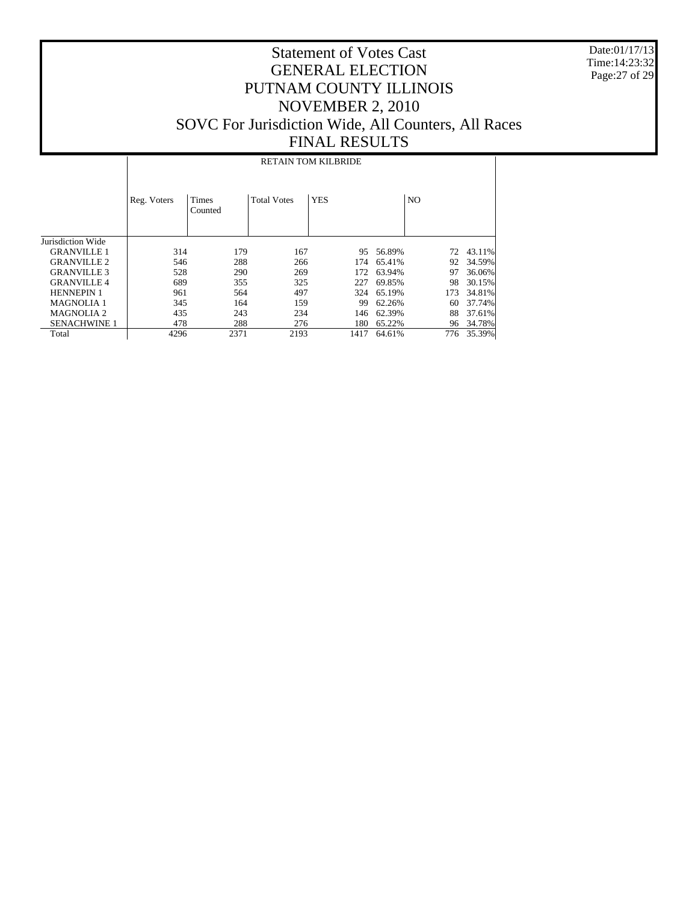# Statement of Votes Cast
# GENERAL ELECTION
# PUTNAM COUNTY ILLINOIS
# NOVEMBER 2, 2010
# SOVC For Jurisdiction Wide, All Counters, All Races
# FINAL RESULTS

Date:01/17/13
Time:14:23:32

| | RETAIN TOM KILBRIDE | | | | | | |
|---|---|---|---|---|---|---|---|
| | Reg. Voters | Times Counted | Total Votes | YES | | NO | |
| Jurisdiction Wide | | | | | | | |
| GRANVILLE 1 | 314 | 179 | 167 | 95 | 56.89% | 72 | 43.11% |
| GRANVILLE 2 | 546 | 288 | 266 | 174 | 65.41% | 92 | 34.59% |
| GRANVILLE 3 | 528 | 290 | 269 | 172 | 63.94% | 97 | 36.06% |
| GRANVILLE 4 | 689 | 355 | 325 | 227 | 69.85% | 98 | 30.15% |
| HENNEPIN 1 | 961 | 564 | 497 | 324 | 65.19% | 173 | 34.81% |
| MAGNOLIA 1 | 345 | 164 | 159 | 99 | 62.26% | 60 | 37.74% |
| MAGNOLIA 2 | 435 | 243 | 234 | 146 | 62.39% | 88 | 37.61% |
| SENACHWINE 1 | 478 | 288 | 276 | 180 | 65.22% | 96 | 34.78% |
| Total | 4296 | 2371 | 2193 | 1417 | 64.61% | 776 | 35.39% |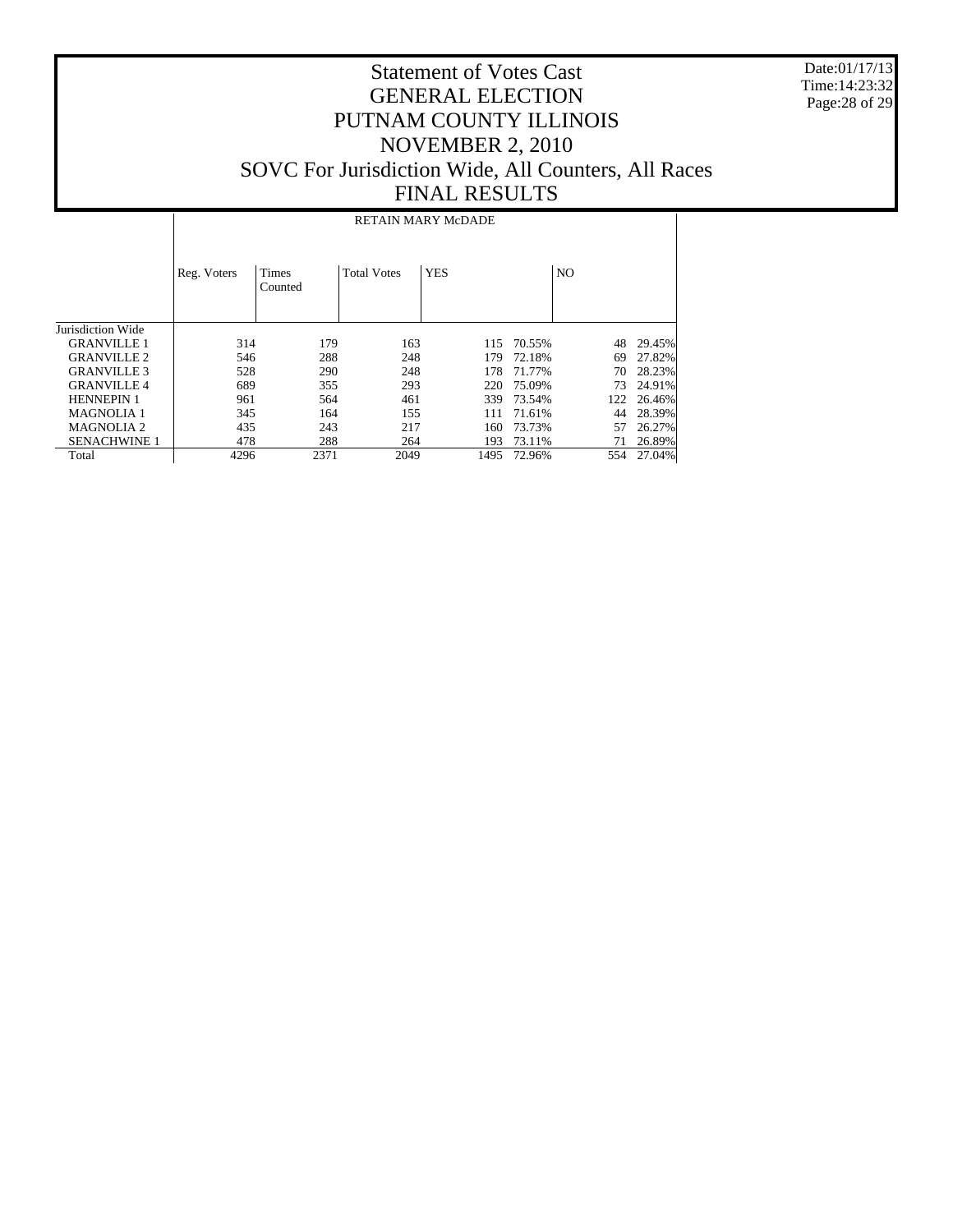# Statement of Votes Cast
# GENERAL ELECTION
# PUTNAM COUNTY ILLINOIS
# NOVEMBER 2, 2010
# SOVC For Jurisdiction Wide, All Counters, All Races
# FINAL RESULTS

Date:01/17/13
Time:14:23:32

| | RETAIN MARY McDADE | | | | | | |
|---|---|---|---|---|---|---|---|
| | Reg. Voters | Times Counted | Total Votes | YES | | NO | |
| Jurisdiction Wide | | | | | | | |
| GRANVILLE 1 | 314 | 179 | 163 | 115 | 70.55% | 48 | 29.45% |
| GRANVILLE 2 | 546 | 288 | 248 | 179 | 72.18% | 69 | 27.82% |
| GRANVILLE 3 | 528 | 290 | 248 | 178 | 71.77% | 70 | 28.23% |
| GRANVILLE 4 | 689 | 355 | 293 | 220 | 75.09% | 73 | 24.91% |
| HENNEPIN 1 | 961 | 564 | 461 | 339 | 73.54% | 122 | 26.46% |
| MAGNOLIA 1 | 345 | 164 | 155 | 111 | 71.61% | 44 | 28.39% |
| MAGNOLIA 2 | 435 | 243 | 217 | 160 | 73.73% | 57 | 26.27% |
| SENACHWINE 1 | 478 | 288 | 264 | 193 | 73.11% | 71 | 26.89% |
| Total | 4296 | 2371 | 2049 | 1495 | 72.96% | 554 | 27.04% |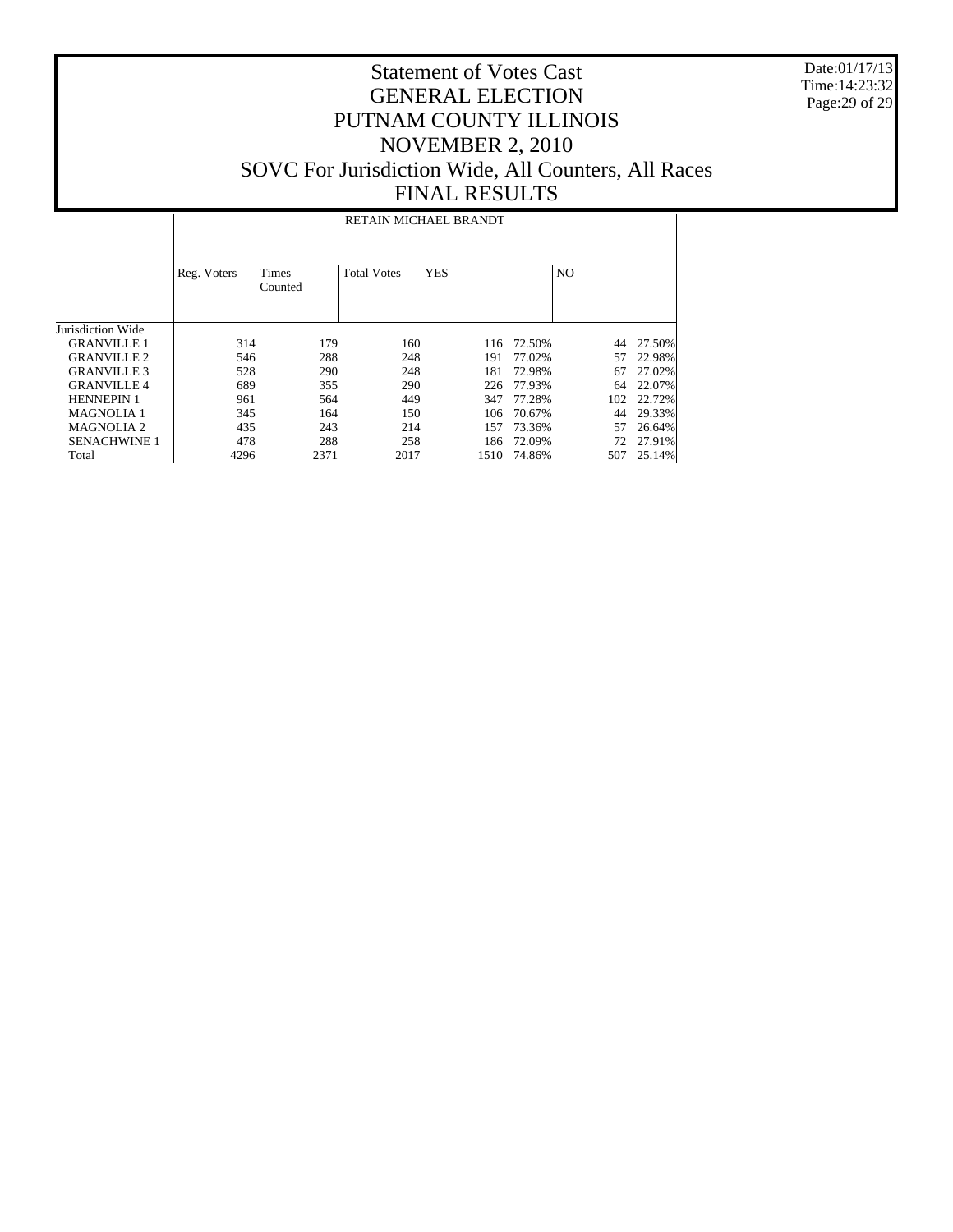# Statement of Votes Cast
# GENERAL ELECTION
# PUTNAM COUNTY ILLINOIS
# NOVEMBER 2, 2010
# SOVC For Jurisdiction Wide, All Counters, All Races
# FINAL RESULTS

Date:01/17/13
Time:14:23:32

| | RETAIN MICHAEL BRANDT | | | | | | |
|---|---|---|---|---|---|---|---|
| | Reg. Voters | Times Counted | Total Votes | YES | | NO | |
| Jurisdiction Wide | | | | | | | |
| GRANVILLE 1 | 314 | 179 | 160 | 116 | 72.50% | 44 | 27.50% |
| GRANVILLE 2 | 546 | 288 | 248 | 191 | 77.02% | 57 | 22.98% |
| GRANVILLE 3 | 528 | 290 | 248 | 181 | 72.98% | 67 | 27.02% |
| GRANVILLE 4 | 689 | 355 | 290 | 226 | 77.93% | 64 | 22.07% |
| HENNEPIN 1 | 961 | 564 | 449 | 347 | 77.28% | 102 | 22.72% |
| MAGNOLIA 1 | 345 | 164 | 150 | 106 | 70.67% | 44 | 29.33% |
| MAGNOLIA 2 | 435 | 243 | 214 | 157 | 73.36% | 57 | 26.64% |
| SENACHWINE 1 | 478 | 288 | 258 | 186 | 72.09% | 72 | 27.91% |
| Total | 4296 | 2371 | 2017 | 1510 | 74.86% | 507 | 25.14% |